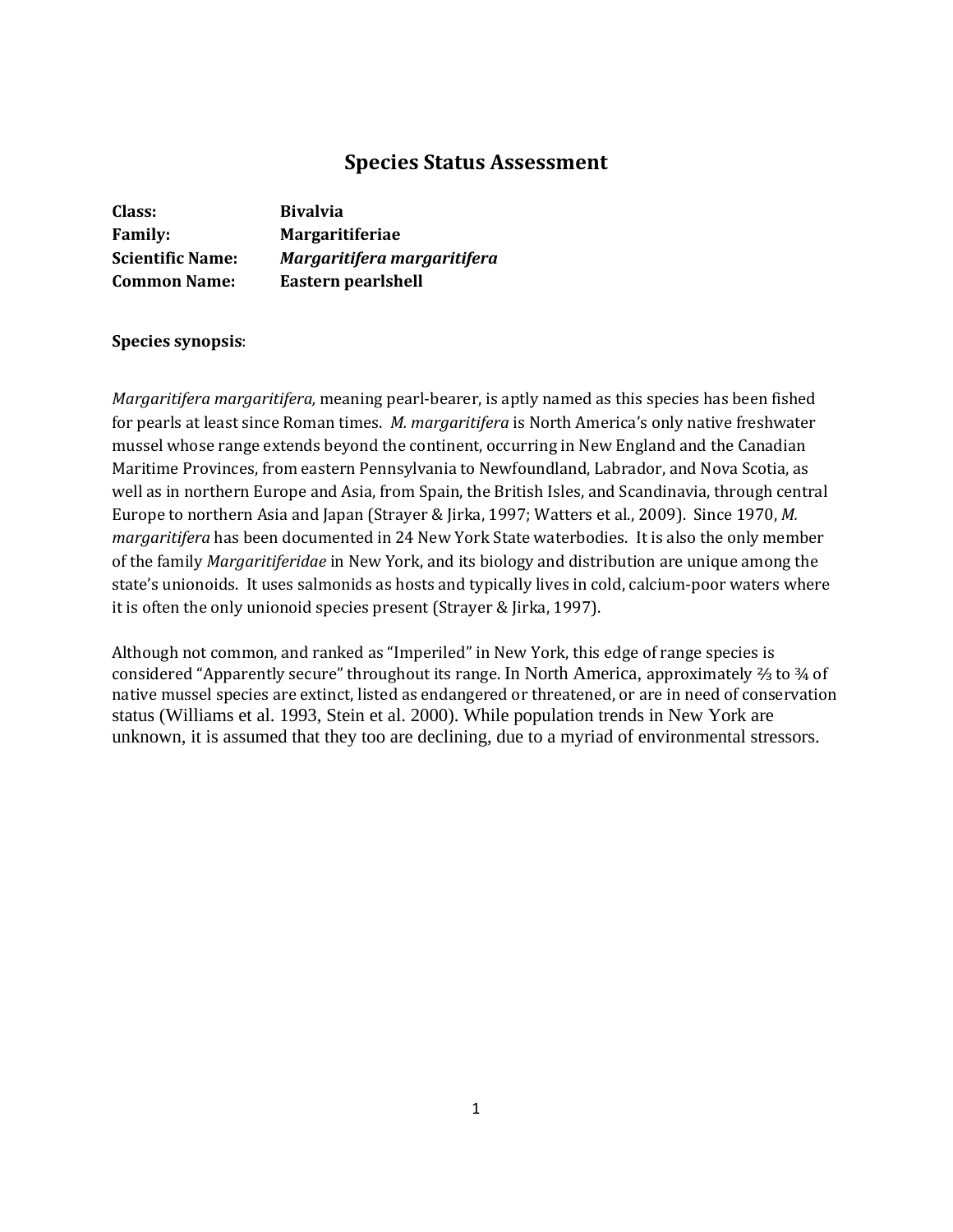# Species Status Assessment

**Class:** Bivalvia
**Family:** Margaritiferiae
**Scientific Name:** ***Margaritifera margaritifera***
**Common Name:** Eastern pearlshell

**Species synopsis**:

*Margaritifera margaritifera,* meaning pearl-bearer, is aptly named as this species has been fished for pearls at least since Roman times. *M. margaritifera* is North America's only native freshwater mussel whose range extends beyond the continent, occurring in New England and the Canadian Maritime Provinces, from eastern Pennsylvania to Newfoundland, Labrador, and Nova Scotia, as well as in northern Europe and Asia, from Spain, the British Isles, and Scandinavia, through central Europe to northern Asia and Japan (Strayer & Jirka, 1997; Watters et al., 2009). Since 1970, *M. margaritifera* has been documented in 24 New York State waterbodies. It is also the only member of the family *Margaritiferidae* in New York, and its biology and distribution are unique among the state's unionoids. It uses salmonids as hosts and typically lives in cold, calcium-poor waters where it is often the only unionoid species present (Strayer & Jirka, 1997).

Although not common, and ranked as "Imperiled" in New York, this edge of range species is considered "Apparently secure" throughout its range. In North America, approximately ⅔ to ¾ of native mussel species are extinct, listed as endangered or threatened, or are in need of conservation status (Williams et al. 1993, Stein et al. 2000). While population trends in New York are unknown, it is assumed that they too are declining, due to a myriad of environmental stressors.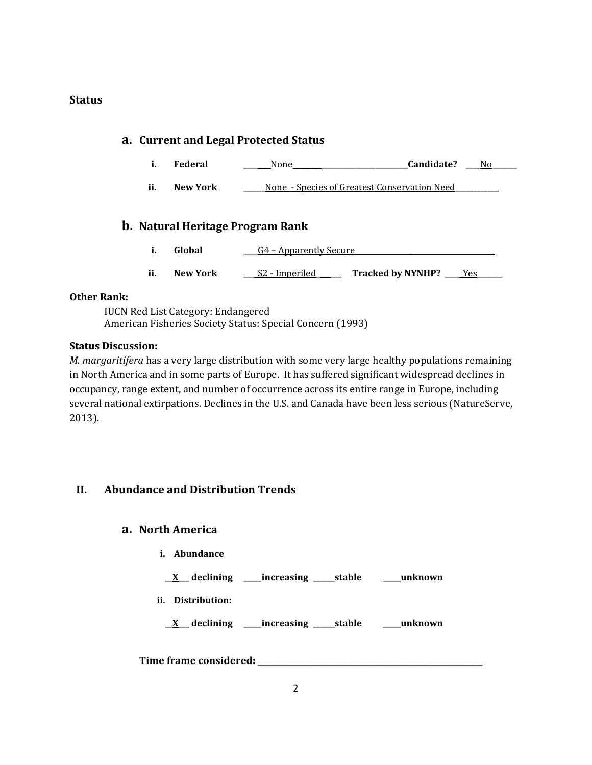**Status**

## a. Current and Legal Protected Status

i. **Federal** ____ ___None_________________________________**Candidate?** ____No_______

ii. **New York** ______None - Species of Greatest Conservation Need____________

## b. Natural Heritage Program Rank

i. **Global** ____G4 – Apparently Secure_________________________________________

ii. **New York** ___S2 - Imperiled______ **Tracked by NYNHP?** _____Yes_______

**Other Rank:**

IUCN Red List Category: Endangered
American Fisheries Society Status: Special Concern (1993)

**Status Discussion:**

*M. margaritifera* has a very large distribution with some very large healthy populations remaining in North America and in some parts of Europe. It has suffered significant widespread declines in occupancy, range extent, and number of occurrence across its entire range in Europe, including several national extirpations. Declines in the U.S. and Canada have been less serious (NatureServe, 2013).

# II. Abundance and Distribution Trends

## a. North America

i. **Abundance**

__X___ **declining** _____**increasing** ______**stable** _____**unknown**

ii. **Distribution:**

__X___ **declining** _____**increasing** ______**stable** _____**unknown**

**Time frame considered:** ___________________________________________________________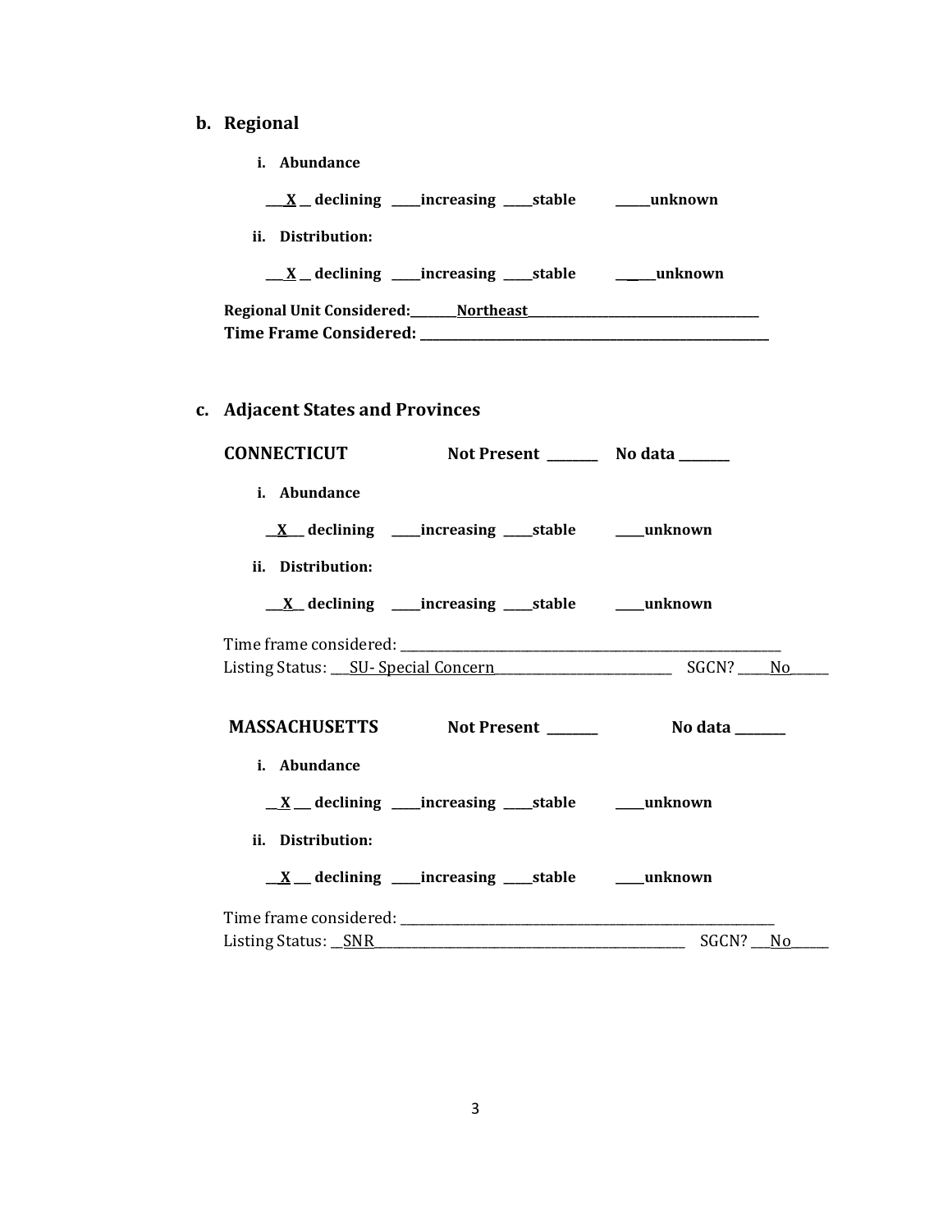**b. Regional**

**i. Abundance**

**\_\_\_X\_\_ declining \_\_\_\_\_increasing \_\_\_\_\_stable \_\_\_\_\_\_unknown**

**ii. Distribution:**

**\_\_\_X\_\_ declining \_\_\_\_\_increasing \_\_\_\_\_stable \_\_\_\_\_\_unknown**

**Regional Unit Considered:\_\_\_\_\_\_\_\_Northeast\_\_\_\_\_\_\_\_\_\_\_\_\_\_\_\_\_\_\_\_\_\_\_\_\_\_\_\_\_\_\_\_\_\_\_\_\_\_\_\_**
**Time Frame Considered: \_\_\_\_\_\_\_\_\_\_\_\_\_\_\_\_\_\_\_\_\_\_\_\_\_\_\_\_\_\_\_\_\_\_\_\_\_\_\_\_\_\_\_\_\_\_\_\_\_\_\_\_\_\_\_\_\_\_**

**c. Adjacent States and Provinces**

**CONNECTICUT Not Present \_\_\_\_\_\_\_\_ No data \_\_\_\_\_\_\_\_**

**i. Abundance**

**\_\_X\_\_\_ declining \_\_\_\_\_increasing \_\_\_\_\_stable \_\_\_\_\_unknown**

**ii. Distribution:**

**\_\_X\_\_ declining \_\_\_\_\_increasing \_\_\_\_\_stable \_\_\_\_\_unknown**

Time frame considered: \_\_\_\_\_\_\_\_\_\_\_\_\_\_\_\_\_\_\_\_\_\_\_\_\_\_\_\_\_\_\_\_\_\_\_\_\_\_\_\_\_\_\_\_\_\_\_\_\_\_\_\_\_\_\_\_\_\_\_\_\_\_\_
Listing Status: \_\_\_SU- Special Concern\_\_\_\_\_\_\_\_\_\_\_\_\_\_\_\_\_\_\_\_\_\_\_\_\_\_\_\_\_ SGCN? \_\_\_\_\_No\_\_\_\_\_\_

**MASSACHUSETTS Not Present \_\_\_\_\_\_\_\_ No data \_\_\_\_\_\_\_\_**

**i. Abundance**

**\_\_X\_\_\_ declining \_\_\_\_\_increasing \_\_\_\_\_stable \_\_\_\_\_unknown**

**ii. Distribution:**

**\_\_X\_\_\_ declining \_\_\_\_\_increasing \_\_\_\_\_stable \_\_\_\_\_unknown**

Time frame considered: \_\_\_\_\_\_\_\_\_\_\_\_\_\_\_\_\_\_\_\_\_\_\_\_\_\_\_\_\_\_\_\_\_\_\_\_\_\_\_\_\_\_\_\_\_\_\_\_\_\_\_\_\_\_\_\_\_\_\_\_\_
Listing Status: \_\_SNR\_\_\_\_\_\_\_\_\_\_\_\_\_\_\_\_\_\_\_\_\_\_\_\_\_\_\_\_\_\_\_\_\_\_\_\_\_\_\_\_\_\_\_\_\_\_\_\_\_\_\_\_ SGCN? \_\_\_No\_\_\_\_\_\_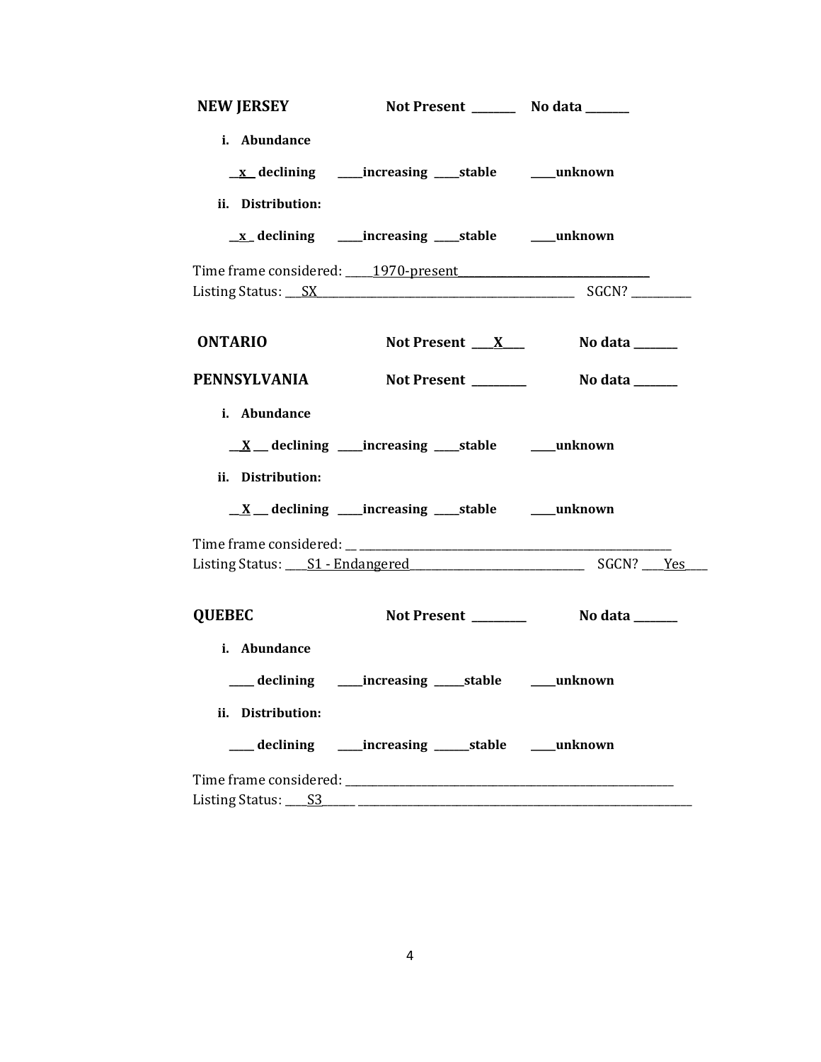**NEW JERSEY** Not Present ________ No data ________

i. **Abundance**

__x__ declining _____increasing _____stable _____unknown

ii. **Distribution:**

__x_ declining _____increasing _____stable _____unknown

Time frame considered: _____1970-present___________________________________

Listing Status: ___SX_______________________________________________ SGCN? ___________

**ONTARIO** Not Present ____X____ No data ________

**PENNSYLVANIA** Not Present __________ No data ________

i. **Abundance**

___X___ declining _____increasing _____stable _____unknown

ii. **Distribution:**

___X___ declining _____increasing _____stable _____unknown

Time frame considered: __ _____________________________________________________________

Listing Status: ____S1 - Endangered________________________________ SGCN? ____Yes____

**QUEBEC** Not Present __________ No data ________

i. **Abundance**

_____ declining _____increasing ______stable _____unknown

ii. **Distribution:**

_____ declining _____increasing _______stable _____unknown

Time frame considered: _______________________________________________________________

Listing Status: ____S3______ ____________________________________________________________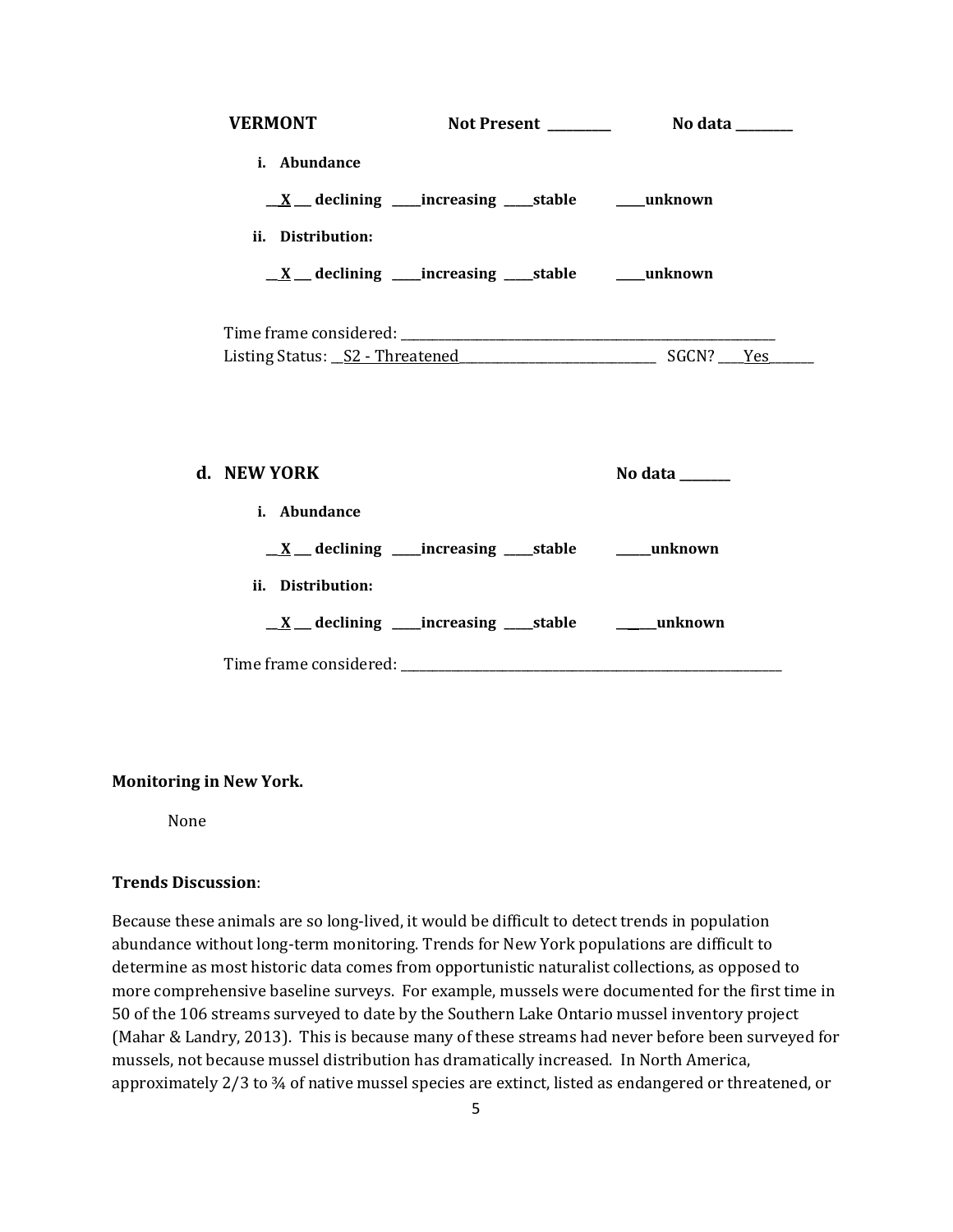**VERMONT** **Not Present** __________ **No data** _________

**i. Abundance**

__X__ **declining** _____**increasing** _____**stable** _____**unknown**

**ii. Distribution:**

__X__ **declining** _____**increasing** _____**stable** _____**unknown**

Time frame considered: ___________________________________________

Listing Status: __S2 - Threatened__________________________ SGCN? ____Yes_______

**d. NEW YORK** **No data** ________

**i. Abundance**

__X__ **declining** _____**increasing** _____**stable** ______**unknown**

**ii. Distribution:**

__X__ **declining** _____**increasing** _____**stable** ______**unknown**

Time frame considered: ___________________________________________

**Monitoring in New York.**

None

**Trends Discussion**:

Because these animals are so long-lived, it would be difficult to detect trends in population abundance without long-term monitoring. Trends for New York populations are difficult to determine as most historic data comes from opportunistic naturalist collections, as opposed to more comprehensive baseline surveys. For example, mussels were documented for the first time in 50 of the 106 streams surveyed to date by the Southern Lake Ontario mussel inventory project (Mahar & Landry, 2013). This is because many of these streams had never before been surveyed for mussels, not because mussel distribution has dramatically increased. In North America, approximately 2/3 to ¾ of native mussel species are extinct, listed as endangered or threatened, or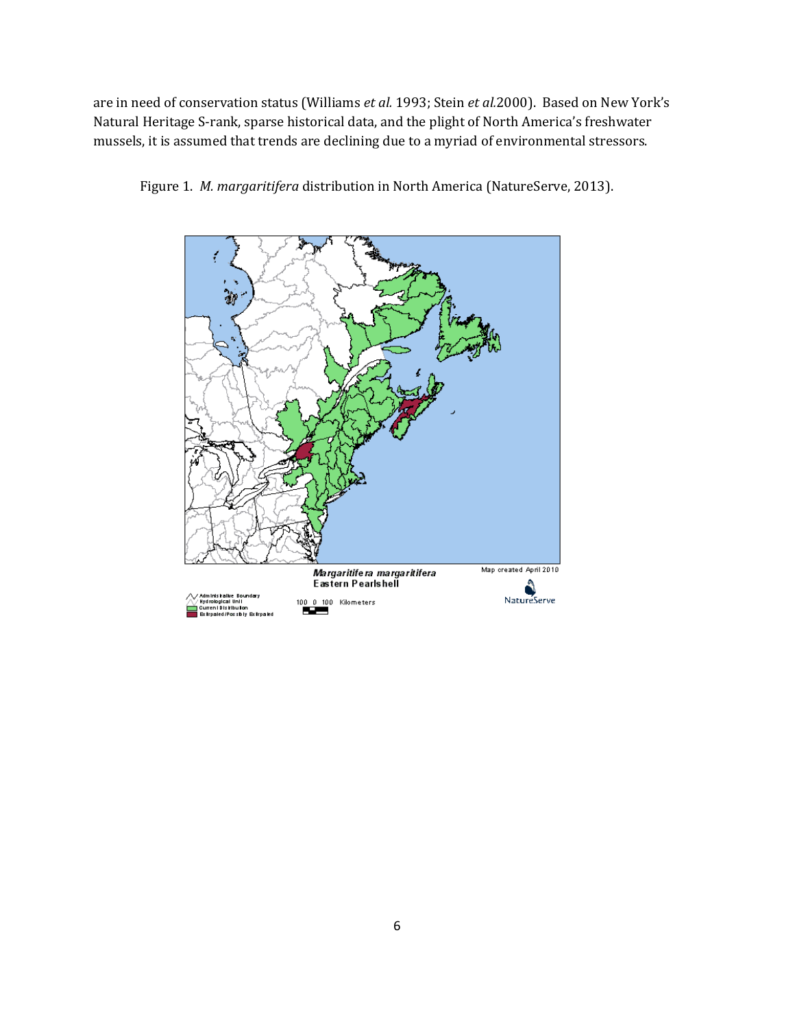are in need of conservation status (Williams *et al.* 1993; Stein *et al.*2000). Based on New York's Natural Heritage S-rank, sparse historical data, and the plight of North America's freshwater mussels, it is assumed that trends are declining due to a myriad of environmental stressors.

Figure 1. *M. margaritifera* distribution in North America (NatureServe, 2013).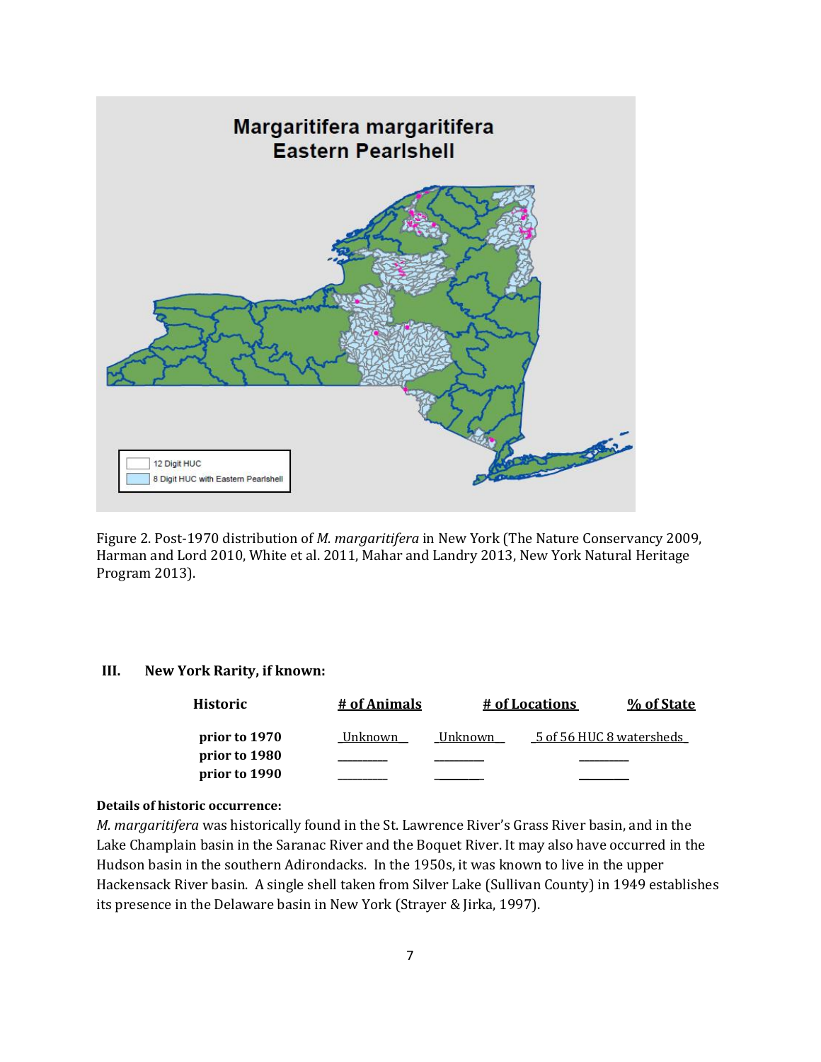Figure 2. Post-1970 distribution of *M. margaritifera* in New York (The Nature Conservancy 2009, Harman and Lord 2010, White et al. 2011, Mahar and Landry 2013, New York Natural Heritage Program 2013).

### III. New York Rarity, if known:

| Historic | # of Animals | # of Locations | % of State |
|---|---|---|---|
| prior to 1970 | Unknown | Unknown | 5 of 56 HUC 8 watersheds |
| prior to 1980 | ________ | ________ | ________ |
| prior to 1990 | ________ | ________ | ________ |

**Details of historic occurrence:**

*M. margaritifera* was historically found in the St. Lawrence River's Grass River basin, and in the Lake Champlain basin in the Saranac River and the Boquet River. It may also have occurred in the Hudson basin in the southern Adirondacks. In the 1950s, it was known to live in the upper Hackensack River basin. A single shell taken from Silver Lake (Sullivan County) in 1949 establishes its presence in the Delaware basin in New York (Strayer & Jirka, 1997).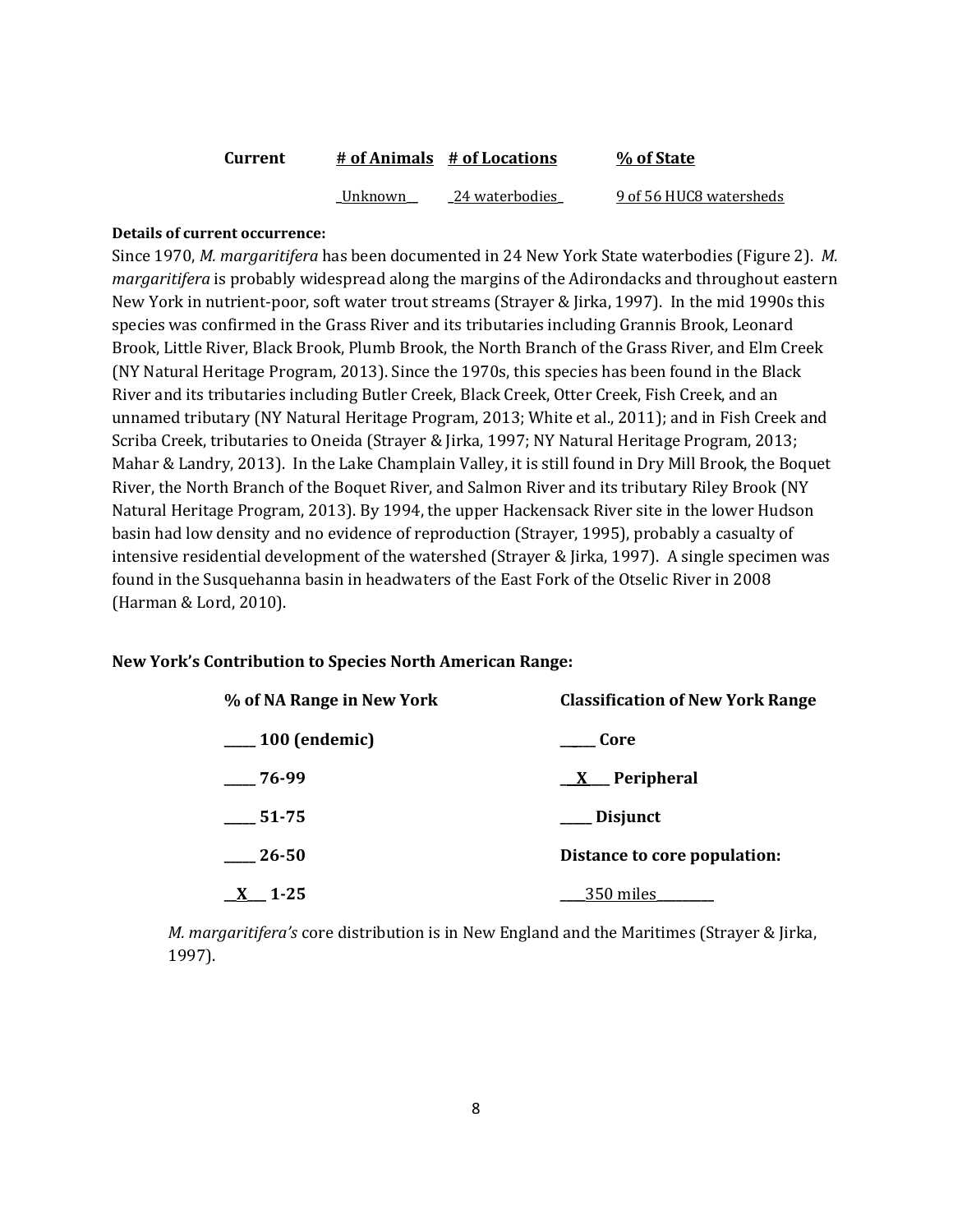| Current | # of Animals | # of Locations | % of State |
|---|---|---|---|
| | _Unknown__ | _24 waterbodies_ | 9 of 56 HUC8 watersheds |

**Details of current occurrence:**

Since 1970, *M. margaritifera* has been documented in 24 New York State waterbodies (Figure 2). *M. margaritifera* is probably widespread along the margins of the Adirondacks and throughout eastern New York in nutrient-poor, soft water trout streams (Strayer & Jirka, 1997). In the mid 1990s this species was confirmed in the Grass River and its tributaries including Grannis Brook, Leonard Brook, Little River, Black Brook, Plumb Brook, the North Branch of the Grass River, and Elm Creek (NY Natural Heritage Program, 2013). Since the 1970s, this species has been found in the Black River and its tributaries including Butler Creek, Black Creek, Otter Creek, Fish Creek, and an unnamed tributary (NY Natural Heritage Program, 2013; White et al., 2011); and in Fish Creek and Scriba Creek, tributaries to Oneida (Strayer & Jirka, 1997; NY Natural Heritage Program, 2013; Mahar & Landry, 2013). In the Lake Champlain Valley, it is still found in Dry Mill Brook, the Boquet River, the North Branch of the Boquet River, and Salmon River and its tributary Riley Brook (NY Natural Heritage Program, 2013). By 1994, the upper Hackensack River site in the lower Hudson basin had low density and no evidence of reproduction (Strayer, 1995), probably a casualty of intensive residential development of the watershed (Strayer & Jirka, 1997). A single specimen was found in the Susquehanna basin in headwaters of the East Fork of the Otselic River in 2008 (Harman & Lord, 2010).

**New York's Contribution to Species North American Range:**

| % of NA Range in New York | Classification of New York Range |
|---|---|
| _____ 100 (endemic) | _____ Core |
| _____ 76-99 | __X___ Peripheral |
| _____ 51-75 | _____ Disjunct |
| _____ 26-50 | Distance to core population: |
| __X___ 1-25 | ____350 miles_________ |

*M. margaritifera's* core distribution is in New England and the Maritimes (Strayer & Jirka, 1997).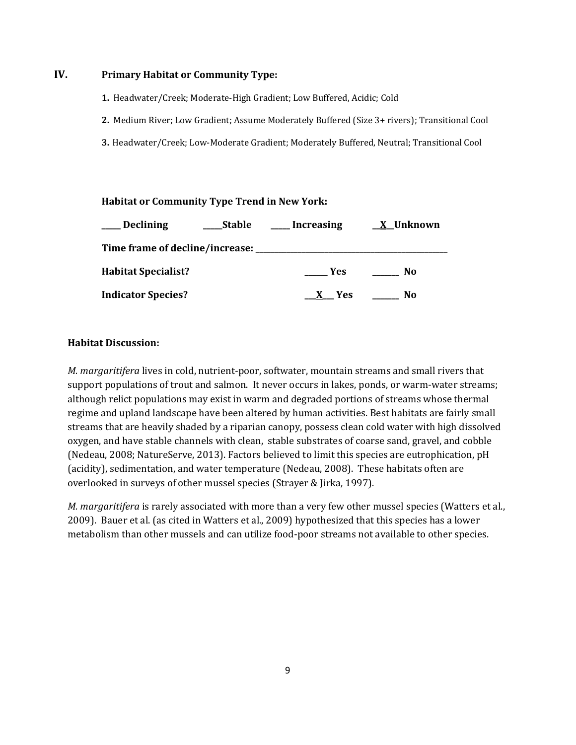## IV. Primary Habitat or Community Type:

1. Headwater/Creek; Moderate-High Gradient; Low Buffered, Acidic; Cold
2. Medium River; Low Gradient; Assume Moderately Buffered (Size 3+ rivers); Transitional Cool
3. Headwater/Creek; Low-Moderate Gradient; Moderately Buffered, Neutral; Transitional Cool

**Habitat or Community Type Trend in New York:**

**____ Declining ____Stable ____ Increasing __X__Unknown**

**Time frame of decline/increase: ______________________________**

**Habitat Specialist?** **_____ Yes _____ No**

**Indicator Species?** **__X__ Yes _____ No**

**Habitat Discussion:**

*M. margaritifera* lives in cold, nutrient-poor, softwater, mountain streams and small rivers that support populations of trout and salmon. It never occurs in lakes, ponds, or warm-water streams; although relict populations may exist in warm and degraded portions of streams whose thermal regime and upland landscape have been altered by human activities. Best habitats are fairly small streams that are heavily shaded by a riparian canopy, possess clean cold water with high dissolved oxygen, and have stable channels with clean, stable substrates of coarse sand, gravel, and cobble (Nedeau, 2008; NatureServe, 2013). Factors believed to limit this species are eutrophication, pH (acidity), sedimentation, and water temperature (Nedeau, 2008). These habitats often are overlooked in surveys of other mussel species (Strayer & Jirka, 1997).

*M. margaritifera* is rarely associated with more than a very few other mussel species (Watters et al., 2009). Bauer et al. (as cited in Watters et al., 2009) hypothesized that this species has a lower metabolism than other mussels and can utilize food-poor streams not available to other species.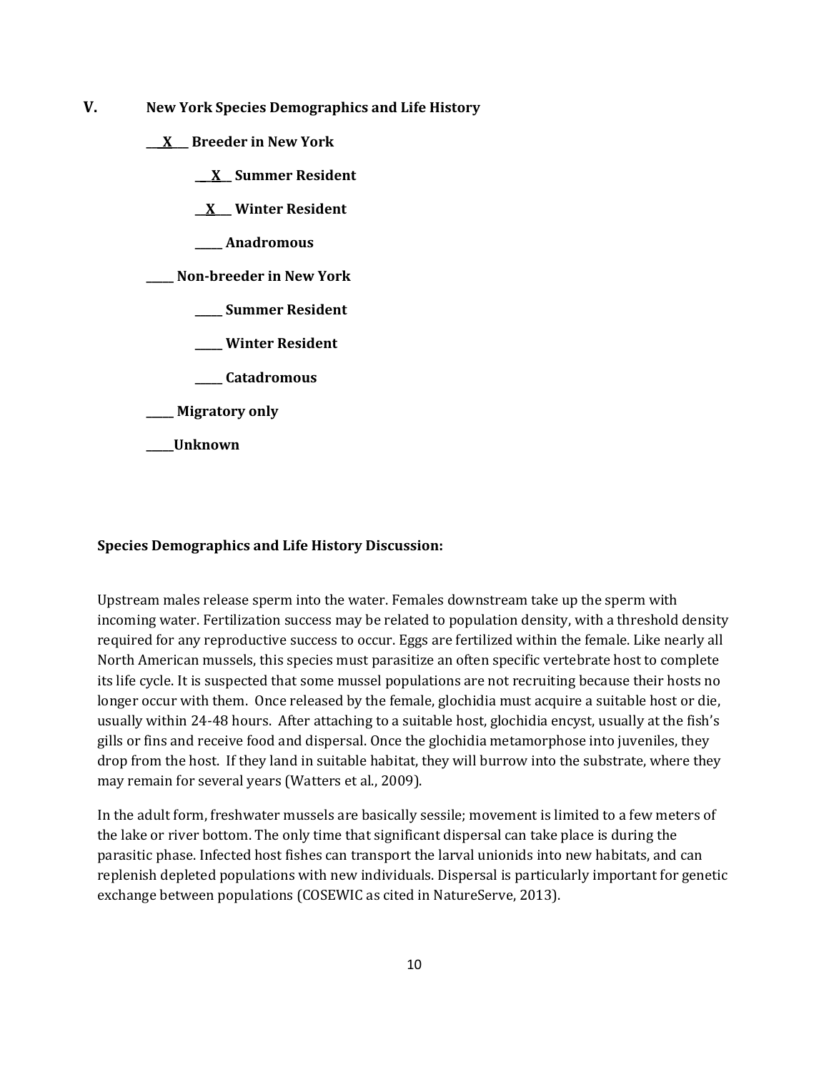## V. New York Species Demographics and Life History

**\_\_X\_\_ Breeder in New York**

- **\_\_X\_\_ Summer Resident**
- **\_\_X\_\_ Winter Resident**
- **\_\_\_\_\_ Anadromous**

**\_\_\_\_\_ Non-breeder in New York**

- **\_\_\_\_\_ Summer Resident**
- **\_\_\_\_\_ Winter Resident**
- **\_\_\_\_\_ Catadromous**

**\_\_\_\_\_ Migratory only**

**\_\_\_\_\_Unknown**

**Species Demographics and Life History Discussion:**

Upstream males release sperm into the water. Females downstream take up the sperm with incoming water. Fertilization success may be related to population density, with a threshold density required for any reproductive success to occur. Eggs are fertilized within the female. Like nearly all North American mussels, this species must parasitize an often specific vertebrate host to complete its life cycle. It is suspected that some mussel populations are not recruiting because their hosts no longer occur with them. Once released by the female, glochidia must acquire a suitable host or die, usually within 24-48 hours. After attaching to a suitable host, glochidia encyst, usually at the fish's gills or fins and receive food and dispersal. Once the glochidia metamorphose into juveniles, they drop from the host. If they land in suitable habitat, they will burrow into the substrate, where they may remain for several years (Watters et al., 2009).

In the adult form, freshwater mussels are basically sessile; movement is limited to a few meters of the lake or river bottom. The only time that significant dispersal can take place is during the parasitic phase. Infected host fishes can transport the larval unionids into new habitats, and can replenish depleted populations with new individuals. Dispersal is particularly important for genetic exchange between populations (COSEWIC as cited in NatureServe, 2013).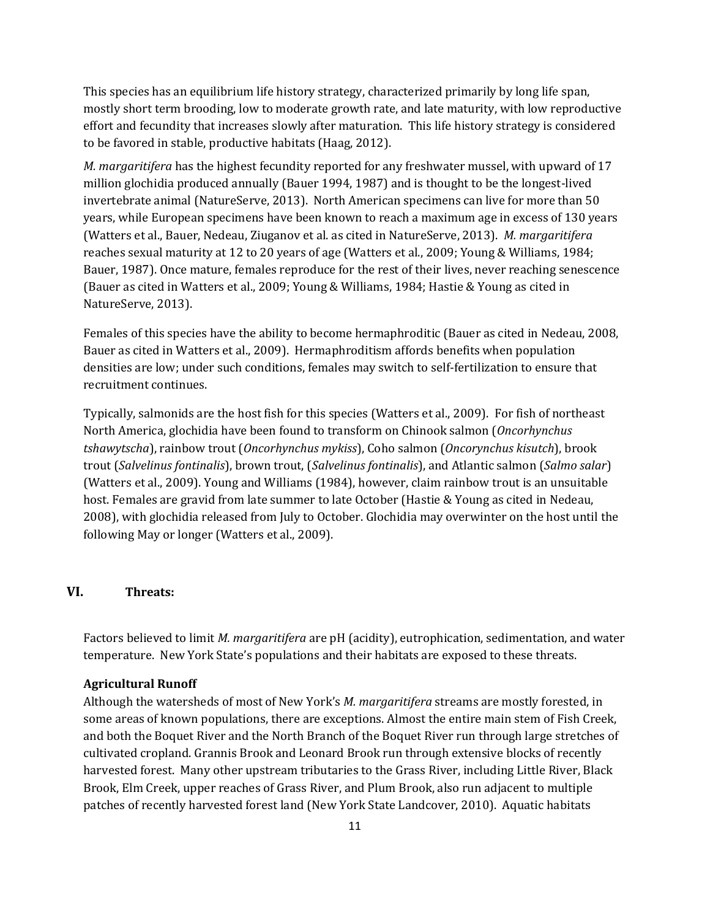This species has an equilibrium life history strategy, characterized primarily by long life span, mostly short term brooding, low to moderate growth rate, and late maturity, with low reproductive effort and fecundity that increases slowly after maturation. This life history strategy is considered to be favored in stable, productive habitats (Haag, 2012).

*M. margaritifera* has the highest fecundity reported for any freshwater mussel, with upward of 17 million glochidia produced annually (Bauer 1994, 1987) and is thought to be the longest-lived invertebrate animal (NatureServe, 2013). North American specimens can live for more than 50 years, while European specimens have been known to reach a maximum age in excess of 130 years (Watters et al., Bauer, Nedeau, Ziuganov et al. as cited in NatureServe, 2013). *M. margaritifera* reaches sexual maturity at 12 to 20 years of age (Watters et al., 2009; Young & Williams, 1984; Bauer, 1987). Once mature, females reproduce for the rest of their lives, never reaching senescence (Bauer as cited in Watters et al., 2009; Young & Williams, 1984; Hastie & Young as cited in NatureServe, 2013).

Females of this species have the ability to become hermaphroditic (Bauer as cited in Nedeau, 2008, Bauer as cited in Watters et al., 2009). Hermaphroditism affords benefits when population densities are low; under such conditions, females may switch to self-fertilization to ensure that recruitment continues.

Typically, salmonids are the host fish for this species (Watters et al., 2009). For fish of northeast North America, glochidia have been found to transform on Chinook salmon (*Oncorhynchus tshawytscha*), rainbow trout (*Oncorhynchus mykiss*), Coho salmon (*Oncorynchus kisutch*), brook trout (*Salvelinus fontinalis*), brown trout, (*Salvelinus fontinalis*), and Atlantic salmon (*Salmo salar*) (Watters et al., 2009). Young and Williams (1984), however, claim rainbow trout is an unsuitable host. Females are gravid from late summer to late October (Hastie & Young as cited in Nedeau, 2008), with glochidia released from July to October. Glochidia may overwinter on the host until the following May or longer (Watters et al., 2009).

## VI. Threats:

Factors believed to limit *M. margaritifera* are pH (acidity), eutrophication, sedimentation, and water temperature. New York State's populations and their habitats are exposed to these threats.

**Agricultural Runoff**

Although the watersheds of most of New York's *M. margaritifera* streams are mostly forested, in some areas of known populations, there are exceptions. Almost the entire main stem of Fish Creek, and both the Boquet River and the North Branch of the Boquet River run through large stretches of cultivated cropland. Grannis Brook and Leonard Brook run through extensive blocks of recently harvested forest. Many other upstream tributaries to the Grass River, including Little River, Black Brook, Elm Creek, upper reaches of Grass River, and Plum Brook, also run adjacent to multiple patches of recently harvested forest land (New York State Landcover, 2010). Aquatic habitats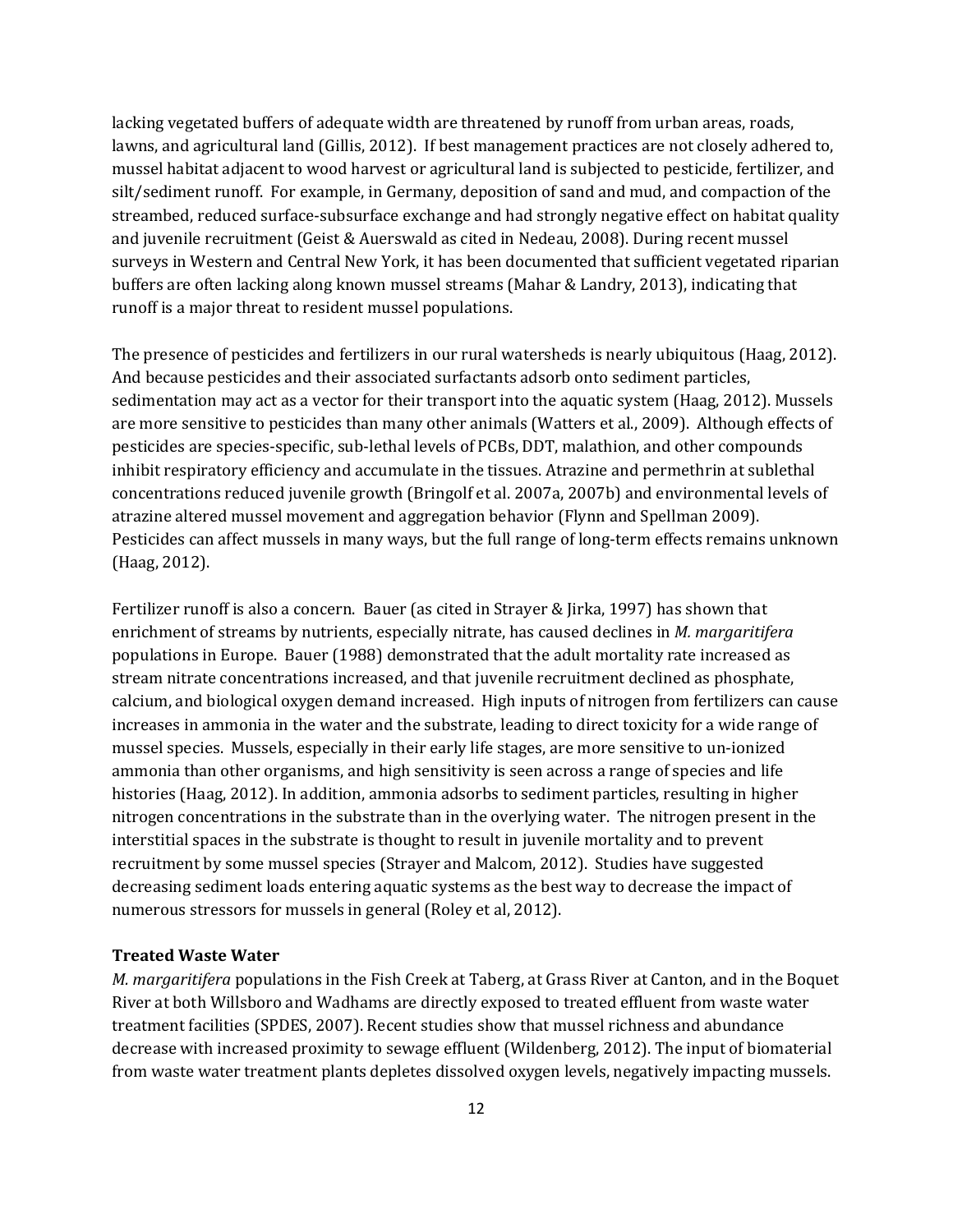lacking vegetated buffers of adequate width are threatened by runoff from urban areas, roads, lawns, and agricultural land (Gillis, 2012). If best management practices are not closely adhered to, mussel habitat adjacent to wood harvest or agricultural land is subjected to pesticide, fertilizer, and silt/sediment runoff. For example, in Germany, deposition of sand and mud, and compaction of the streambed, reduced surface-subsurface exchange and had strongly negative effect on habitat quality and juvenile recruitment (Geist & Auerswald as cited in Nedeau, 2008). During recent mussel surveys in Western and Central New York, it has been documented that sufficient vegetated riparian buffers are often lacking along known mussel streams (Mahar & Landry, 2013), indicating that runoff is a major threat to resident mussel populations.

The presence of pesticides and fertilizers in our rural watersheds is nearly ubiquitous (Haag, 2012). And because pesticides and their associated surfactants adsorb onto sediment particles, sedimentation may act as a vector for their transport into the aquatic system (Haag, 2012). Mussels are more sensitive to pesticides than many other animals (Watters et al., 2009). Although effects of pesticides are species-specific, sub-lethal levels of PCBs, DDT, malathion, and other compounds inhibit respiratory efficiency and accumulate in the tissues. Atrazine and permethrin at sublethal concentrations reduced juvenile growth (Bringolf et al. 2007a, 2007b) and environmental levels of atrazine altered mussel movement and aggregation behavior (Flynn and Spellman 2009). Pesticides can affect mussels in many ways, but the full range of long-term effects remains unknown (Haag, 2012).

Fertilizer runoff is also a concern. Bauer (as cited in Strayer & Jirka, 1997) has shown that enrichment of streams by nutrients, especially nitrate, has caused declines in *M. margaritifera* populations in Europe. Bauer (1988) demonstrated that the adult mortality rate increased as stream nitrate concentrations increased, and that juvenile recruitment declined as phosphate, calcium, and biological oxygen demand increased. High inputs of nitrogen from fertilizers can cause increases in ammonia in the water and the substrate, leading to direct toxicity for a wide range of mussel species. Mussels, especially in their early life stages, are more sensitive to un-ionized ammonia than other organisms, and high sensitivity is seen across a range of species and life histories (Haag, 2012). In addition, ammonia adsorbs to sediment particles, resulting in higher nitrogen concentrations in the substrate than in the overlying water. The nitrogen present in the interstitial spaces in the substrate is thought to result in juvenile mortality and to prevent recruitment by some mussel species (Strayer and Malcom, 2012). Studies have suggested decreasing sediment loads entering aquatic systems as the best way to decrease the impact of numerous stressors for mussels in general (Roley et al, 2012).

**Treated Waste Water**

*M. margaritifera* populations in the Fish Creek at Taberg, at Grass River at Canton, and in the Boquet River at both Willsboro and Wadhams are directly exposed to treated effluent from waste water treatment facilities (SPDES, 2007). Recent studies show that mussel richness and abundance decrease with increased proximity to sewage effluent (Wildenberg, 2012). The input of biomaterial from waste water treatment plants depletes dissolved oxygen levels, negatively impacting mussels.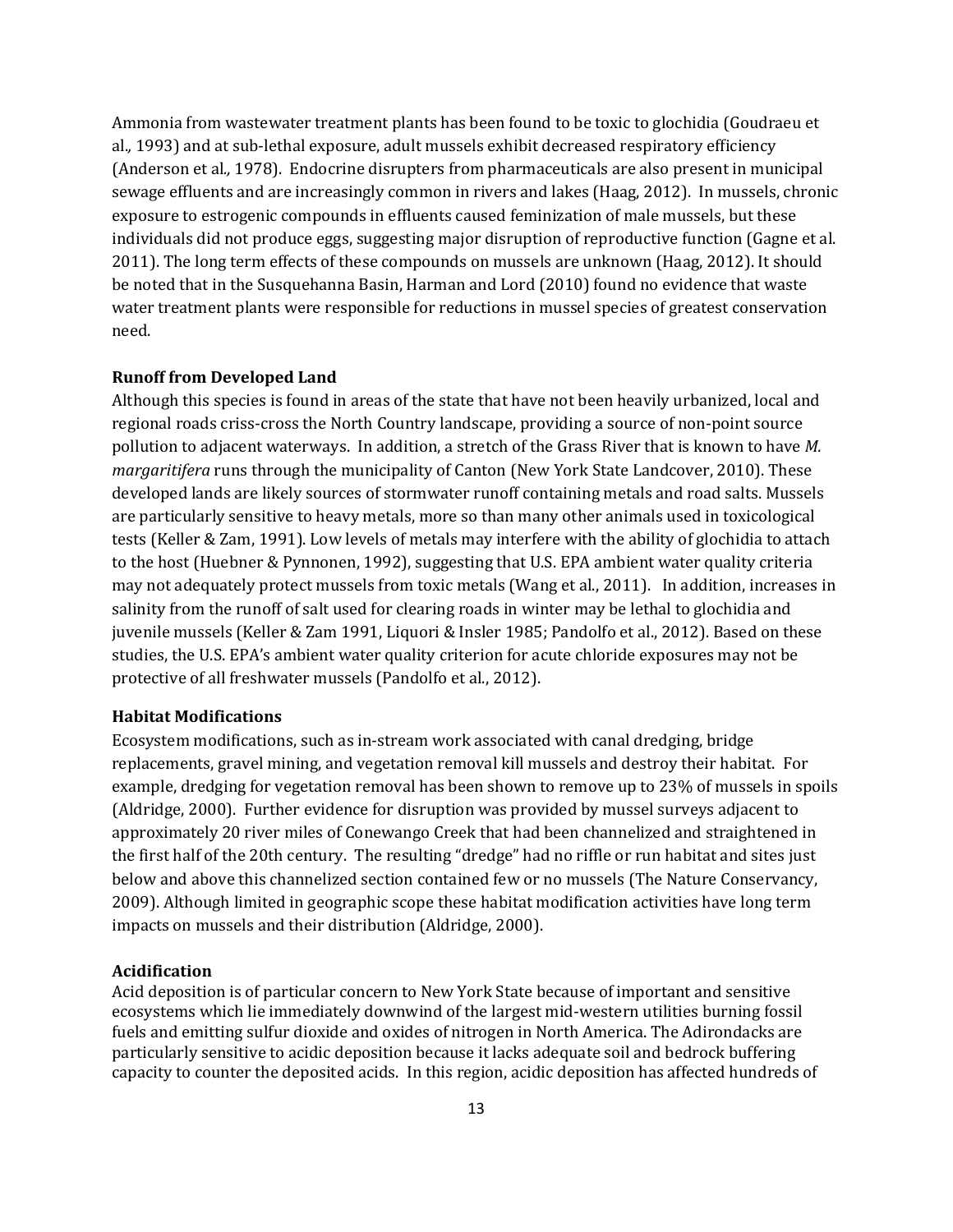Ammonia from wastewater treatment plants has been found to be toxic to glochidia (Goudraeu et al*.,* 1993) and at sub-lethal exposure, adult mussels exhibit decreased respiratory efficiency (Anderson et al*.,* 1978). Endocrine disrupters from pharmaceuticals are also present in municipal sewage effluents and are increasingly common in rivers and lakes (Haag, 2012). In mussels, chronic exposure to estrogenic compounds in effluents caused feminization of male mussels, but these individuals did not produce eggs, suggesting major disruption of reproductive function (Gagne et al. 2011). The long term effects of these compounds on mussels are unknown (Haag, 2012). It should be noted that in the Susquehanna Basin, Harman and Lord (2010) found no evidence that waste water treatment plants were responsible for reductions in mussel species of greatest conservation need.

**Runoff from Developed Land**

Although this species is found in areas of the state that have not been heavily urbanized, local and regional roads criss-cross the North Country landscape, providing a source of non-point source pollution to adjacent waterways. In addition, a stretch of the Grass River that is known to have *M. margaritifera* runs through the municipality of Canton (New York State Landcover, 2010). These developed lands are likely sources of stormwater runoff containing metals and road salts. Mussels are particularly sensitive to heavy metals, more so than many other animals used in toxicological tests (Keller & Zam, 1991). Low levels of metals may interfere with the ability of glochidia to attach to the host (Huebner & Pynnonen, 1992), suggesting that U.S. EPA ambient water quality criteria may not adequately protect mussels from toxic metals (Wang et al., 2011). In addition, increases in salinity from the runoff of salt used for clearing roads in winter may be lethal to glochidia and juvenile mussels (Keller & Zam 1991, Liquori & Insler 1985; Pandolfo et al., 2012). Based on these studies, the U.S. EPA's ambient water quality criterion for acute chloride exposures may not be protective of all freshwater mussels (Pandolfo et al., 2012).

**Habitat Modifications**

Ecosystem modifications, such as in-stream work associated with canal dredging, bridge replacements, gravel mining, and vegetation removal kill mussels and destroy their habitat. For example, dredging for vegetation removal has been shown to remove up to 23% of mussels in spoils (Aldridge, 2000). Further evidence for disruption was provided by mussel surveys adjacent to approximately 20 river miles of Conewango Creek that had been channelized and straightened in the first half of the 20th century. The resulting "dredge" had no riffle or run habitat and sites just below and above this channelized section contained few or no mussels (The Nature Conservancy, 2009). Although limited in geographic scope these habitat modification activities have long term impacts on mussels and their distribution (Aldridge, 2000).

**Acidification**

Acid deposition is of particular concern to New York State because of important and sensitive ecosystems which lie immediately downwind of the largest mid-western utilities burning fossil fuels and emitting sulfur dioxide and oxides of nitrogen in North America. The Adirondacks are particularly sensitive to acidic deposition because it lacks adequate soil and bedrock buffering capacity to counter the deposited acids. In this region, acidic deposition has affected hundreds of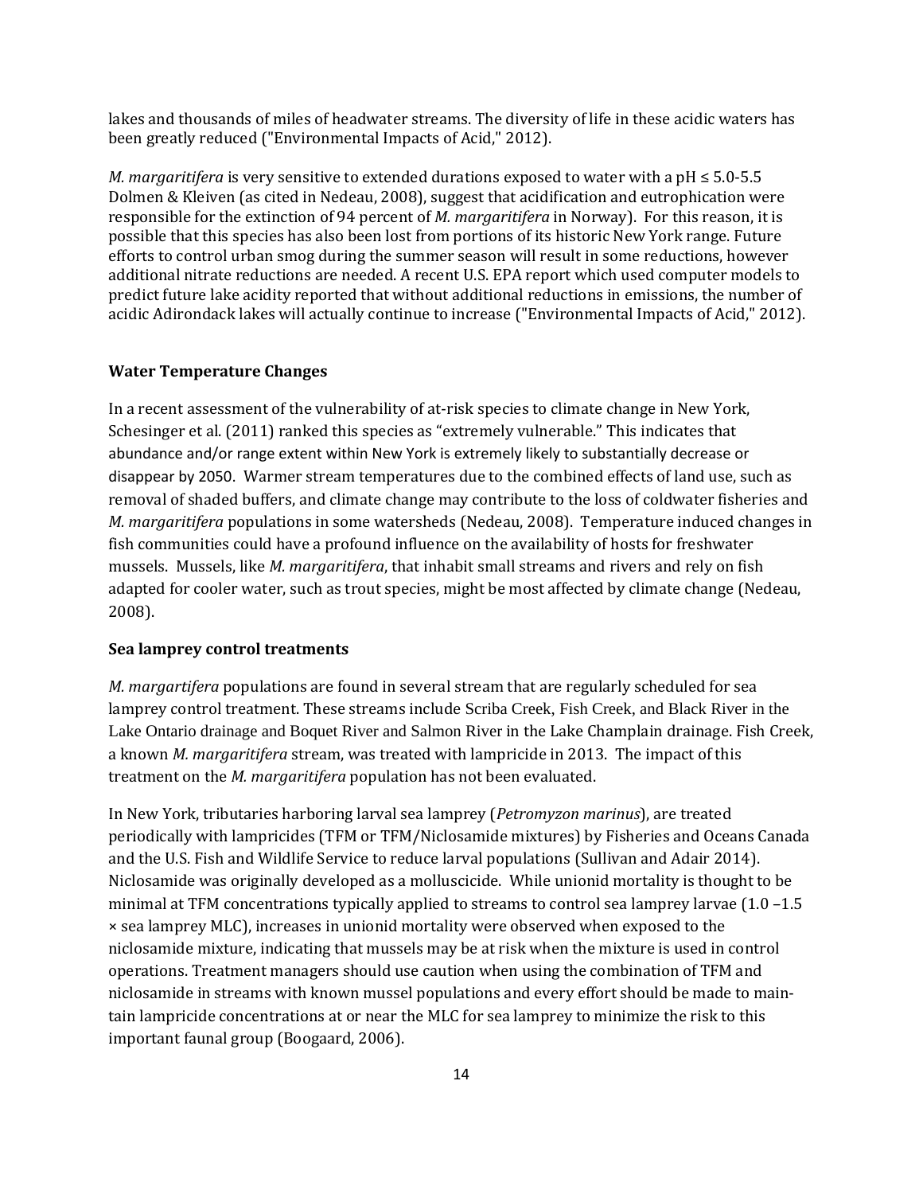lakes and thousands of miles of headwater streams. The diversity of life in these acidic waters has been greatly reduced ("Environmental Impacts of Acid," 2012).

*M. margaritifera* is very sensitive to extended durations exposed to water with a pH ≤ 5.0-5.5 Dolmen & Kleiven (as cited in Nedeau, 2008), suggest that acidification and eutrophication were responsible for the extinction of 94 percent of *M. margaritifera* in Norway). For this reason, it is possible that this species has also been lost from portions of its historic New York range. Future efforts to control urban smog during the summer season will result in some reductions, however additional nitrate reductions are needed. A recent U.S. EPA report which used computer models to predict future lake acidity reported that without additional reductions in emissions, the number of acidic Adirondack lakes will actually continue to increase ("Environmental Impacts of Acid," 2012).

**Water Temperature Changes**

In a recent assessment of the vulnerability of at-risk species to climate change in New York, Schesinger et al. (2011) ranked this species as "extremely vulnerable." This indicates that abundance and/or range extent within New York is extremely likely to substantially decrease or disappear by 2050. Warmer stream temperatures due to the combined effects of land use, such as removal of shaded buffers, and climate change may contribute to the loss of coldwater fisheries and *M. margaritifera* populations in some watersheds (Nedeau, 2008). Temperature induced changes in fish communities could have a profound influence on the availability of hosts for freshwater mussels. Mussels, like *M. margaritifera*, that inhabit small streams and rivers and rely on fish adapted for cooler water, such as trout species, might be most affected by climate change (Nedeau, 2008).

**Sea lamprey control treatments**

*M. margartifera* populations are found in several stream that are regularly scheduled for sea lamprey control treatment. These streams include Scriba Creek, Fish Creek, and Black River in the Lake Ontario drainage and Boquet River and Salmon River in the Lake Champlain drainage. Fish Creek, a known *M. margaritifera* stream, was treated with lampricide in 2013. The impact of this treatment on the *M. margaritifera* population has not been evaluated.

In New York, tributaries harboring larval sea lamprey (*Petromyzon marinus*), are treated periodically with lampricides (TFM or TFM/Niclosamide mixtures) by Fisheries and Oceans Canada and the U.S. Fish and Wildlife Service to reduce larval populations (Sullivan and Adair 2014). Niclosamide was originally developed as a molluscicide. While unionid mortality is thought to be minimal at TFM concentrations typically applied to streams to control sea lamprey larvae (1.0 –1.5 × sea lamprey MLC), increases in unionid mortality were observed when exposed to the niclosamide mixture, indicating that mussels may be at risk when the mixture is used in control operations. Treatment managers should use caution when using the combination of TFM and niclosamide in streams with known mussel populations and every effort should be made to maintain lampricide concentrations at or near the MLC for sea lamprey to minimize the risk to this important faunal group (Boogaard, 2006).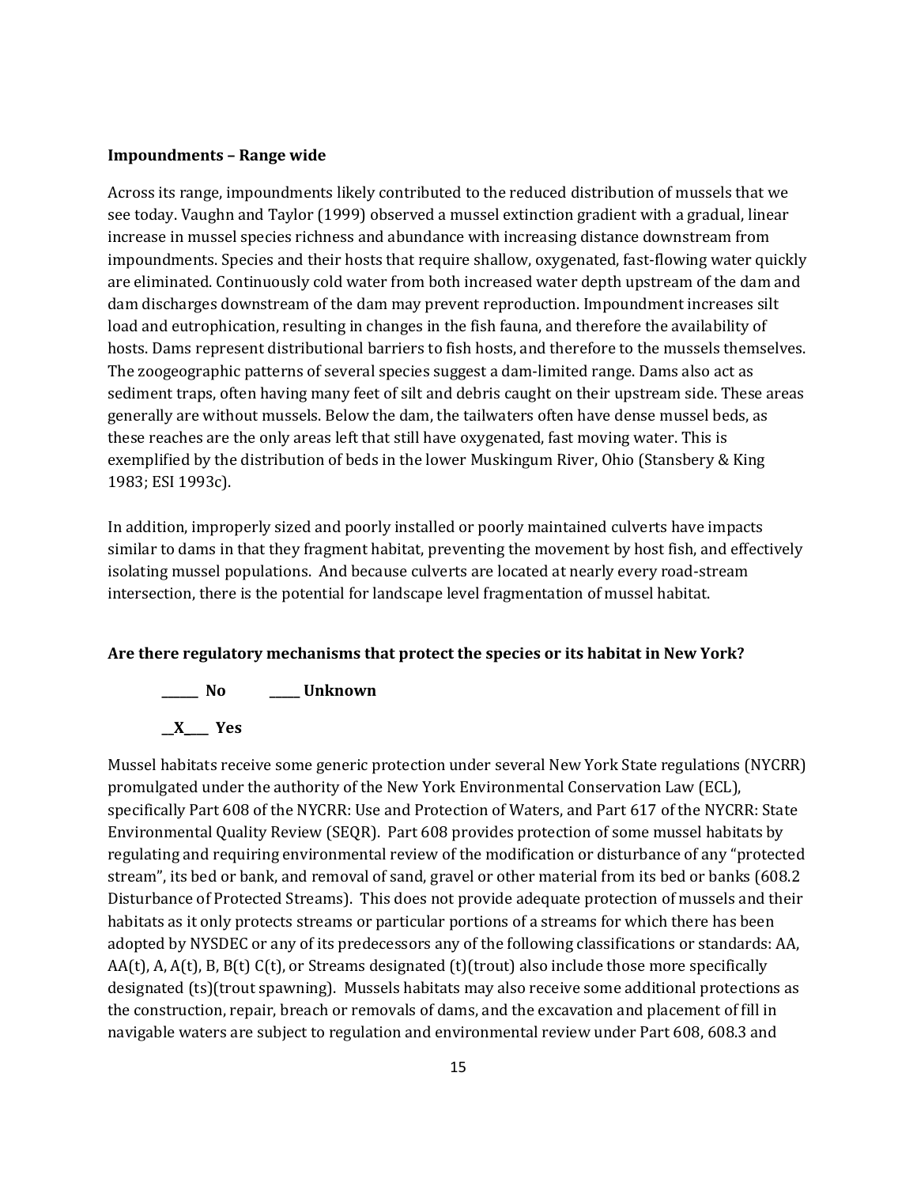**Impoundments – Range wide**

Across its range, impoundments likely contributed to the reduced distribution of mussels that we see today. Vaughn and Taylor (1999) observed a mussel extinction gradient with a gradual, linear increase in mussel species richness and abundance with increasing distance downstream from impoundments. Species and their hosts that require shallow, oxygenated, fast-flowing water quickly are eliminated. Continuously cold water from both increased water depth upstream of the dam and dam discharges downstream of the dam may prevent reproduction. Impoundment increases silt load and eutrophication, resulting in changes in the fish fauna, and therefore the availability of hosts. Dams represent distributional barriers to fish hosts, and therefore to the mussels themselves. The zoogeographic patterns of several species suggest a dam-limited range. Dams also act as sediment traps, often having many feet of silt and debris caught on their upstream side. These areas generally are without mussels. Below the dam, the tailwaters often have dense mussel beds, as these reaches are the only areas left that still have oxygenated, fast moving water. This is exemplified by the distribution of beds in the lower Muskingum River, Ohio (Stansbery & King 1983; ESI 1993c).

In addition, improperly sized and poorly installed or poorly maintained culverts have impacts similar to dams in that they fragment habitat, preventing the movement by host fish, and effectively isolating mussel populations. And because culverts are located at nearly every road-stream intersection, there is the potential for landscape level fragmentation of mussel habitat.

**Are there regulatory mechanisms that protect the species or its habitat in New York?**

**______ No          _____ Unknown**

**__X____ Yes**

Mussel habitats receive some generic protection under several New York State regulations (NYCRR) promulgated under the authority of the New York Environmental Conservation Law (ECL), specifically Part 608 of the NYCRR: Use and Protection of Waters, and Part 617 of the NYCRR: State Environmental Quality Review (SEQR). Part 608 provides protection of some mussel habitats by regulating and requiring environmental review of the modification or disturbance of any "protected stream", its bed or bank, and removal of sand, gravel or other material from its bed or banks (608.2 Disturbance of Protected Streams). This does not provide adequate protection of mussels and their habitats as it only protects streams or particular portions of a streams for which there has been adopted by NYSDEC or any of its predecessors any of the following classifications or standards: AA, AA(t), A, A(t), B, B(t) C(t), or Streams designated (t)(trout) also include those more specifically designated (ts)(trout spawning). Mussels habitats may also receive some additional protections as the construction, repair, breach or removals of dams, and the excavation and placement of fill in navigable waters are subject to regulation and environmental review under Part 608, 608.3 and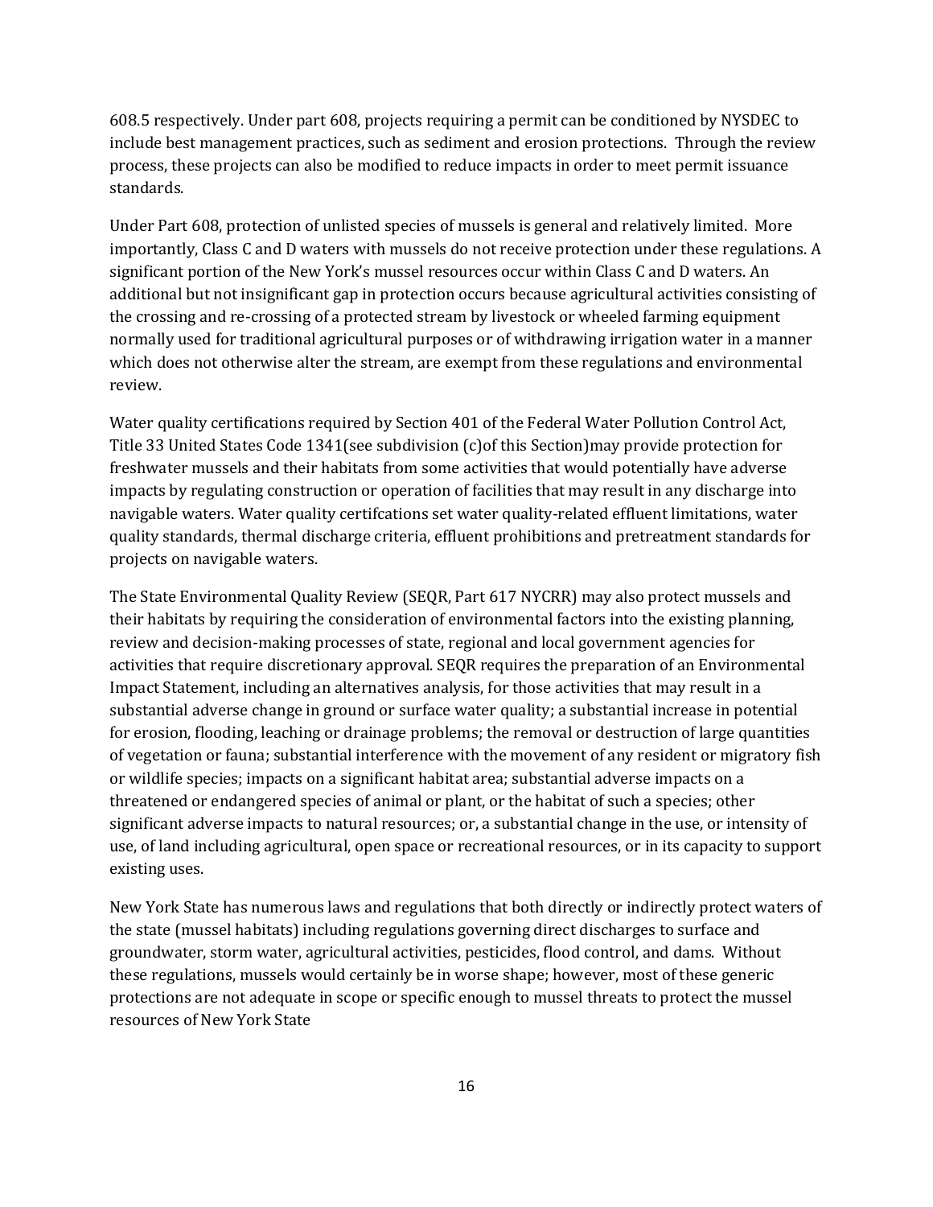608.5 respectively. Under part 608, projects requiring a permit can be conditioned by NYSDEC to include best management practices, such as sediment and erosion protections. Through the review process, these projects can also be modified to reduce impacts in order to meet permit issuance standards.

Under Part 608, protection of unlisted species of mussels is general and relatively limited. More importantly, Class C and D waters with mussels do not receive protection under these regulations. A significant portion of the New York's mussel resources occur within Class C and D waters. An additional but not insignificant gap in protection occurs because agricultural activities consisting of the crossing and re-crossing of a protected stream by livestock or wheeled farming equipment normally used for traditional agricultural purposes or of withdrawing irrigation water in a manner which does not otherwise alter the stream, are exempt from these regulations and environmental review.

Water quality certifications required by Section 401 of the Federal Water Pollution Control Act, Title 33 United States Code 1341(see subdivision (c)of this Section)may provide protection for freshwater mussels and their habitats from some activities that would potentially have adverse impacts by regulating construction or operation of facilities that may result in any discharge into navigable waters. Water quality certifcations set water quality-related effluent limitations, water quality standards, thermal discharge criteria, effluent prohibitions and pretreatment standards for projects on navigable waters.

The State Environmental Quality Review (SEQR, Part 617 NYCRR) may also protect mussels and their habitats by requiring the consideration of environmental factors into the existing planning, review and decision-making processes of state, regional and local government agencies for activities that require discretionary approval. SEQR requires the preparation of an Environmental Impact Statement, including an alternatives analysis, for those activities that may result in a substantial adverse change in ground or surface water quality; a substantial increase in potential for erosion, flooding, leaching or drainage problems; the removal or destruction of large quantities of vegetation or fauna; substantial interference with the movement of any resident or migratory fish or wildlife species; impacts on a significant habitat area; substantial adverse impacts on a threatened or endangered species of animal or plant, or the habitat of such a species; other significant adverse impacts to natural resources; or, a substantial change in the use, or intensity of use, of land including agricultural, open space or recreational resources, or in its capacity to support existing uses.

New York State has numerous laws and regulations that both directly or indirectly protect waters of the state (mussel habitats) including regulations governing direct discharges to surface and groundwater, storm water, agricultural activities, pesticides, flood control, and dams. Without these regulations, mussels would certainly be in worse shape; however, most of these generic protections are not adequate in scope or specific enough to mussel threats to protect the mussel resources of New York State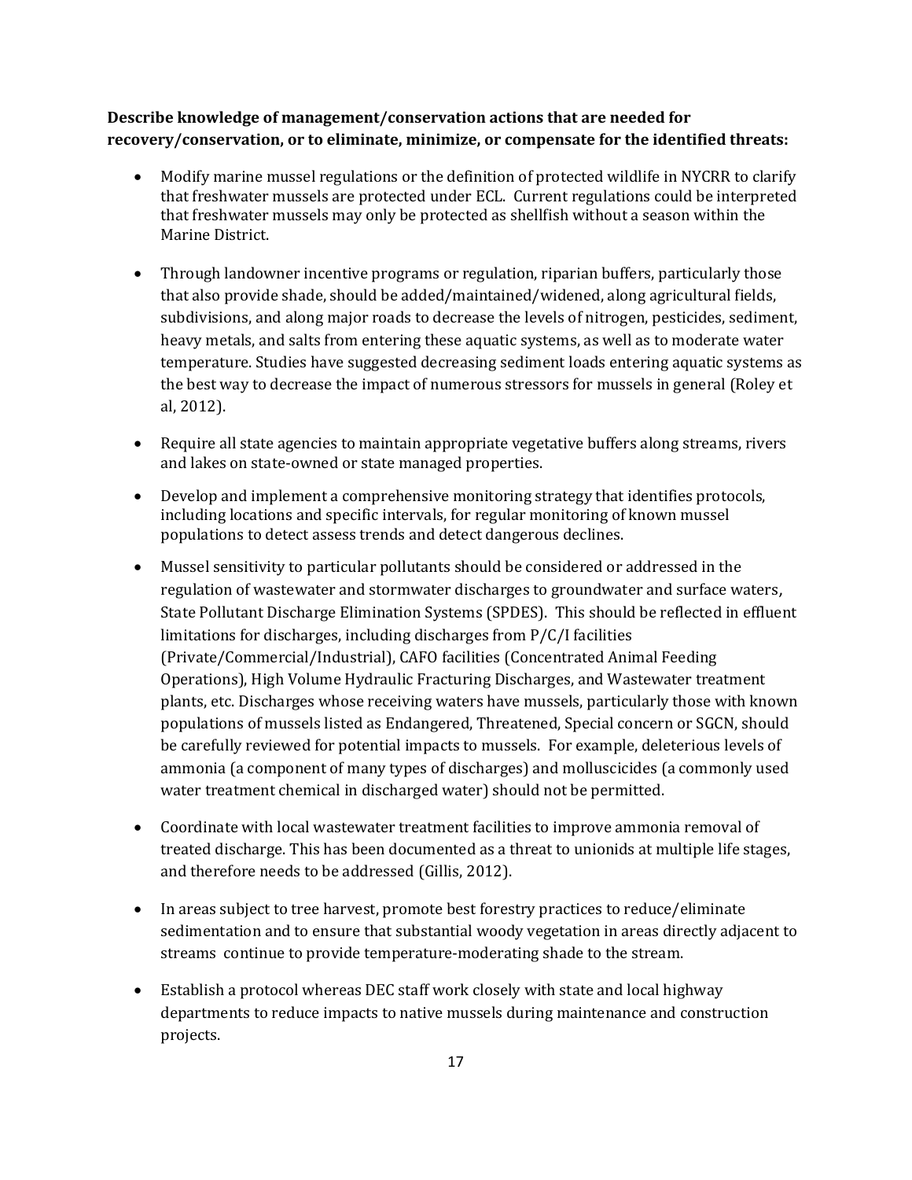**Describe knowledge of management/conservation actions that are needed for recovery/conservation, or to eliminate, minimize, or compensate for the identified threats:**

- Modify marine mussel regulations or the definition of protected wildlife in NYCRR to clarify that freshwater mussels are protected under ECL. Current regulations could be interpreted that freshwater mussels may only be protected as shellfish without a season within the Marine District.

- Through landowner incentive programs or regulation, riparian buffers, particularly those that also provide shade, should be added/maintained/widened, along agricultural fields, subdivisions, and along major roads to decrease the levels of nitrogen, pesticides, sediment, heavy metals, and salts from entering these aquatic systems, as well as to moderate water temperature. Studies have suggested decreasing sediment loads entering aquatic systems as the best way to decrease the impact of numerous stressors for mussels in general (Roley et al, 2012).

- Require all state agencies to maintain appropriate vegetative buffers along streams, rivers and lakes on state-owned or state managed properties.

- Develop and implement a comprehensive monitoring strategy that identifies protocols, including locations and specific intervals, for regular monitoring of known mussel populations to detect assess trends and detect dangerous declines.

- Mussel sensitivity to particular pollutants should be considered or addressed in the regulation of wastewater and stormwater discharges to groundwater and surface waters, State Pollutant Discharge Elimination Systems (SPDES). This should be reflected in effluent limitations for discharges, including discharges from P/C/I facilities (Private/Commercial/Industrial), CAFO facilities (Concentrated Animal Feeding Operations), High Volume Hydraulic Fracturing Discharges, and Wastewater treatment plants, etc. Discharges whose receiving waters have mussels, particularly those with known populations of mussels listed as Endangered, Threatened, Special concern or SGCN, should be carefully reviewed for potential impacts to mussels. For example, deleterious levels of ammonia (a component of many types of discharges) and molluscicides (a commonly used water treatment chemical in discharged water) should not be permitted.

- Coordinate with local wastewater treatment facilities to improve ammonia removal of treated discharge. This has been documented as a threat to unionids at multiple life stages, and therefore needs to be addressed (Gillis, 2012).

- In areas subject to tree harvest, promote best forestry practices to reduce/eliminate sedimentation and to ensure that substantial woody vegetation in areas directly adjacent to streams continue to provide temperature-moderating shade to the stream.

- Establish a protocol whereas DEC staff work closely with state and local highway departments to reduce impacts to native mussels during maintenance and construction projects.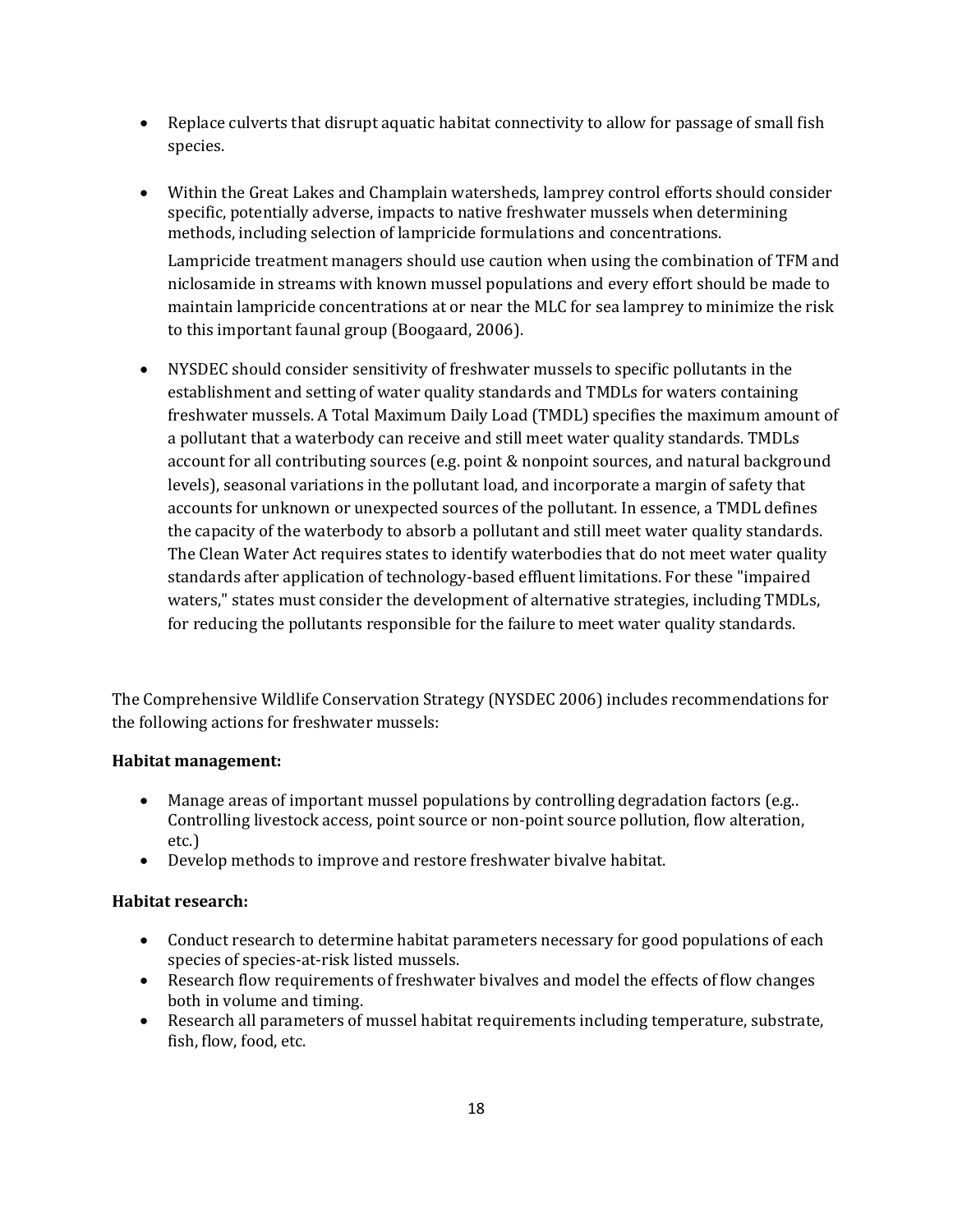- Replace culverts that disrupt aquatic habitat connectivity to allow for passage of small fish species.

- Within the Great Lakes and Champlain watersheds, lamprey control efforts should consider specific, potentially adverse, impacts to native freshwater mussels when determining methods, including selection of lampricide formulations and concentrations.

  Lampricide treatment managers should use caution when using the combination of TFM and niclosamide in streams with known mussel populations and every effort should be made to maintain lampricide concentrations at or near the MLC for sea lamprey to minimize the risk to this important faunal group (Boogaard, 2006).

- NYSDEC should consider sensitivity of freshwater mussels to specific pollutants in the establishment and setting of water quality standards and TMDLs for waters containing freshwater mussels. A Total Maximum Daily Load (TMDL) specifies the maximum amount of a pollutant that a waterbody can receive and still meet water quality standards. TMDLs account for all contributing sources (e.g. point & nonpoint sources, and natural background levels), seasonal variations in the pollutant load, and incorporate a margin of safety that accounts for unknown or unexpected sources of the pollutant. In essence, a TMDL defines the capacity of the waterbody to absorb a pollutant and still meet water quality standards. The Clean Water Act requires states to identify waterbodies that do not meet water quality standards after application of technology-based effluent limitations. For these "impaired waters," states must consider the development of alternative strategies, including TMDLs, for reducing the pollutants responsible for the failure to meet water quality standards.

The Comprehensive Wildlife Conservation Strategy (NYSDEC 2006) includes recommendations for the following actions for freshwater mussels:

**Habitat management:**

- Manage areas of important mussel populations by controlling degradation factors (e.g.. Controlling livestock access, point source or non-point source pollution, flow alteration, etc.)
- Develop methods to improve and restore freshwater bivalve habitat.

**Habitat research:**

- Conduct research to determine habitat parameters necessary for good populations of each species of species-at-risk listed mussels.
- Research flow requirements of freshwater bivalves and model the effects of flow changes both in volume and timing.
- Research all parameters of mussel habitat requirements including temperature, substrate, fish, flow, food, etc.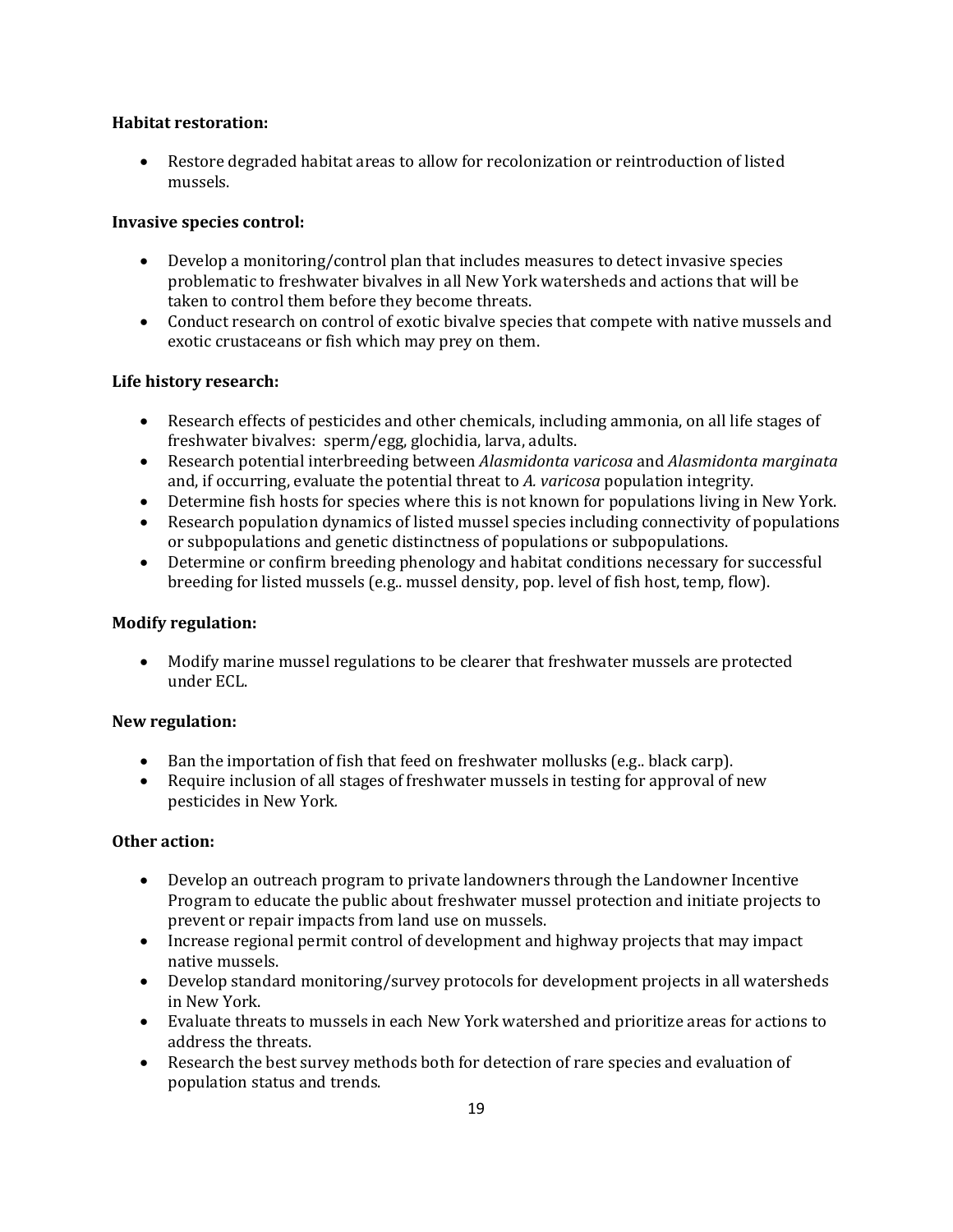**Habitat restoration:**

- Restore degraded habitat areas to allow for recolonization or reintroduction of listed mussels.

**Invasive species control:**

- Develop a monitoring/control plan that includes measures to detect invasive species problematic to freshwater bivalves in all New York watersheds and actions that will be taken to control them before they become threats.
- Conduct research on control of exotic bivalve species that compete with native mussels and exotic crustaceans or fish which may prey on them.

**Life history research:**

- Research effects of pesticides and other chemicals, including ammonia, on all life stages of freshwater bivalves: sperm/egg, glochidia, larva, adults.
- Research potential interbreeding between *Alasmidonta varicosa* and *Alasmidonta marginata* and, if occurring, evaluate the potential threat to *A. varicosa* population integrity.
- Determine fish hosts for species where this is not known for populations living in New York.
- Research population dynamics of listed mussel species including connectivity of populations or subpopulations and genetic distinctness of populations or subpopulations.
- Determine or confirm breeding phenology and habitat conditions necessary for successful breeding for listed mussels (e.g.. mussel density, pop. level of fish host, temp, flow).

**Modify regulation:**

- Modify marine mussel regulations to be clearer that freshwater mussels are protected under ECL.

**New regulation:**

- Ban the importation of fish that feed on freshwater mollusks (e.g.. black carp).
- Require inclusion of all stages of freshwater mussels in testing for approval of new pesticides in New York.

**Other action:**

- Develop an outreach program to private landowners through the Landowner Incentive Program to educate the public about freshwater mussel protection and initiate projects to prevent or repair impacts from land use on mussels.
- Increase regional permit control of development and highway projects that may impact native mussels.
- Develop standard monitoring/survey protocols for development projects in all watersheds in New York.
- Evaluate threats to mussels in each New York watershed and prioritize areas for actions to address the threats.
- Research the best survey methods both for detection of rare species and evaluation of population status and trends.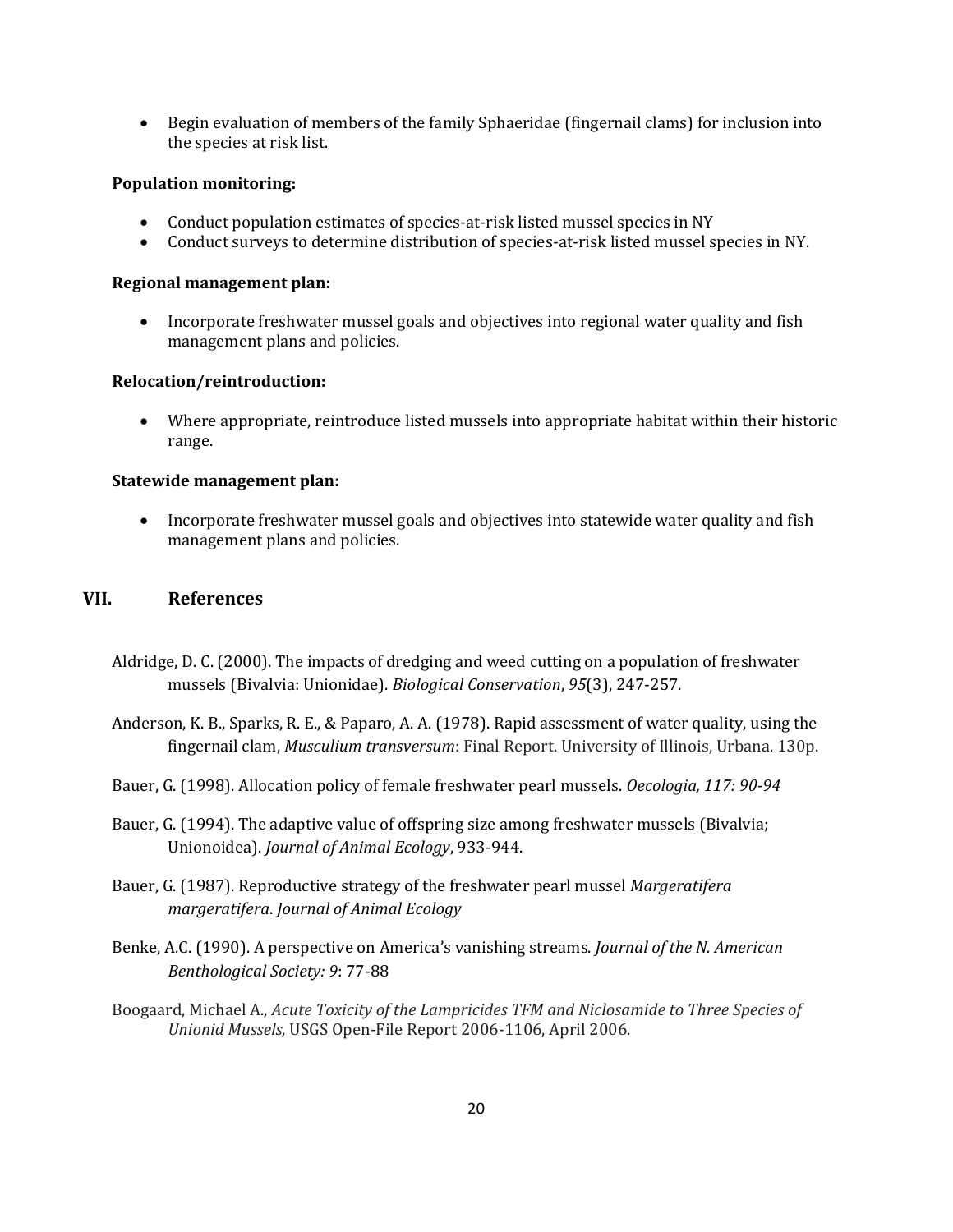- Begin evaluation of members of the family Sphaeridae (fingernail clams) for inclusion into the species at risk list.

**Population monitoring:**

- Conduct population estimates of species-at-risk listed mussel species in NY
- Conduct surveys to determine distribution of species-at-risk listed mussel species in NY.

**Regional management plan:**

- Incorporate freshwater mussel goals and objectives into regional water quality and fish management plans and policies.

**Relocation/reintroduction:**

- Where appropriate, reintroduce listed mussels into appropriate habitat within their historic range.

**Statewide management plan:**

- Incorporate freshwater mussel goals and objectives into statewide water quality and fish management plans and policies.

## VII. References

Aldridge, D. C. (2000). The impacts of dredging and weed cutting on a population of freshwater mussels (Bivalvia: Unionidae). *Biological Conservation*, *95*(3), 247-257.

Anderson, K. B., Sparks, R. E., & Paparo, A. A. (1978). Rapid assessment of water quality, using the fingernail clam, *Musculium transversum*: Final Report. University of Illinois, Urbana. 130p.

Bauer, G. (1998). Allocation policy of female freshwater pearl mussels. *Oecologia, 117: 90-94*

Bauer, G. (1994). The adaptive value of offspring size among freshwater mussels (Bivalvia; Unionoidea). *Journal of Animal Ecology*, 933-944.

Bauer, G. (1987). Reproductive strategy of the freshwater pearl mussel *Margeratifera margeratifera*. *Journal of Animal Ecology*

Benke, A.C. (1990). A perspective on America's vanishing streams. *Journal of the N. American Benthological Society: 9*: 77-88

Boogaard, Michael A., *Acute Toxicity of the Lampricides TFM and Niclosamide to Three Species of Unionid Mussels,* USGS Open-File Report 2006-1106, April 2006.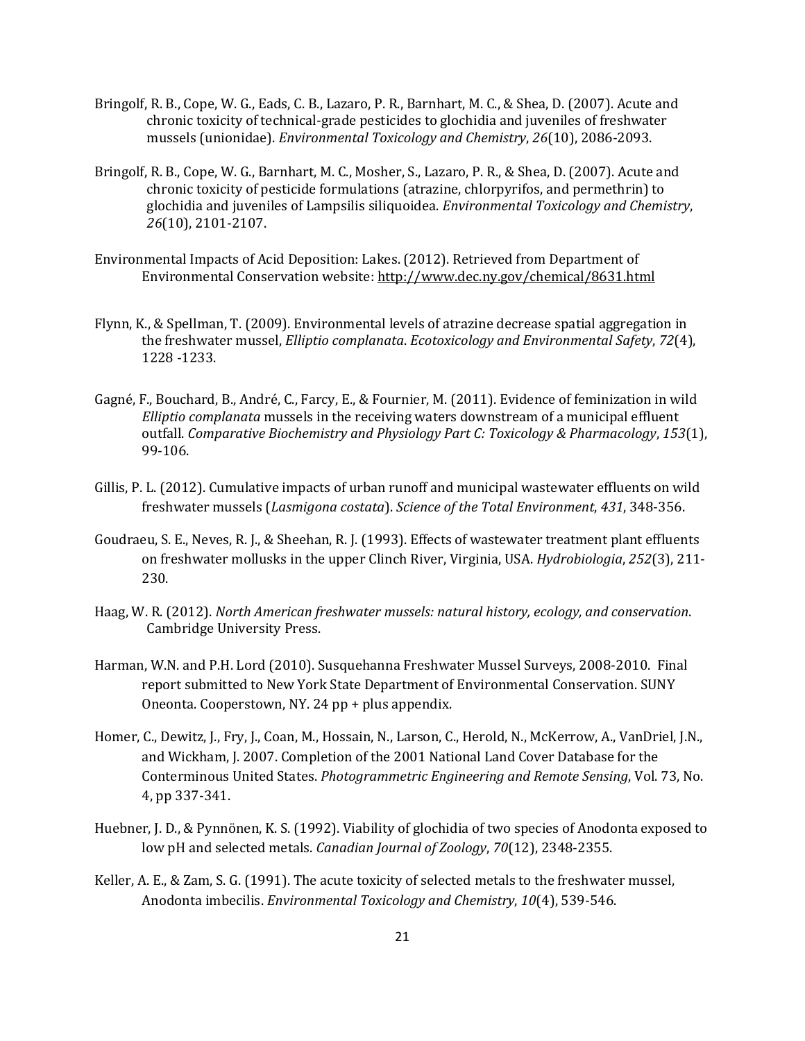Bringolf, R. B., Cope, W. G., Eads, C. B., Lazaro, P. R., Barnhart, M. C., & Shea, D. (2007). Acute and chronic toxicity of technical-grade pesticides to glochidia and juveniles of freshwater mussels (unionidae). *Environmental Toxicology and Chemistry*, *26*(10), 2086-2093.

Bringolf, R. B., Cope, W. G., Barnhart, M. C., Mosher, S., Lazaro, P. R., & Shea, D. (2007). Acute and chronic toxicity of pesticide formulations (atrazine, chlorpyrifos, and permethrin) to glochidia and juveniles of Lampsilis siliquoidea. *Environmental Toxicology and Chemistry*, *26*(10), 2101-2107.

Environmental Impacts of Acid Deposition: Lakes. (2012). Retrieved from Department of Environmental Conservation website: http://www.dec.ny.gov/chemical/8631.html

Flynn, K., & Spellman, T. (2009). Environmental levels of atrazine decrease spatial aggregation in the freshwater mussel, *Elliptio complanata*. *Ecotoxicology and Environmental Safety*, *72*(4), 1228 -1233.

Gagné, F., Bouchard, B., André, C., Farcy, E., & Fournier, M. (2011). Evidence of feminization in wild *Elliptio complanata* mussels in the receiving waters downstream of a municipal effluent outfall. *Comparative Biochemistry and Physiology Part C: Toxicology & Pharmacology*, *153*(1), 99-106.

Gillis, P. L. (2012). Cumulative impacts of urban runoff and municipal wastewater effluents on wild freshwater mussels (*Lasmigona costata*). *Science of the Total Environment*, *431*, 348-356.

Goudraeu, S. E., Neves, R. J., & Sheehan, R. J. (1993). Effects of wastewater treatment plant effluents on freshwater mollusks in the upper Clinch River, Virginia, USA. *Hydrobiologia*, *252*(3), 211-230.

Haag, W. R. (2012). *North American freshwater mussels: natural history, ecology, and conservation*. Cambridge University Press.

Harman, W.N. and P.H. Lord (2010). Susquehanna Freshwater Mussel Surveys, 2008-2010. Final report submitted to New York State Department of Environmental Conservation. SUNY Oneonta. Cooperstown, NY. 24 pp + plus appendix.

Homer, C., Dewitz, J., Fry, J., Coan, M., Hossain, N., Larson, C., Herold, N., McKerrow, A., VanDriel, J.N., and Wickham, J. 2007. Completion of the 2001 National Land Cover Database for the Conterminous United States. *Photogrammetric Engineering and Remote Sensing*, Vol. 73, No. 4, pp 337-341.

Huebner, J. D., & Pynnönen, K. S. (1992). Viability of glochidia of two species of Anodonta exposed to low pH and selected metals. *Canadian Journal of Zoology*, *70*(12), 2348-2355.

Keller, A. E., & Zam, S. G. (1991). The acute toxicity of selected metals to the freshwater mussel, Anodonta imbecilis. *Environmental Toxicology and Chemistry*, *10*(4), 539-546.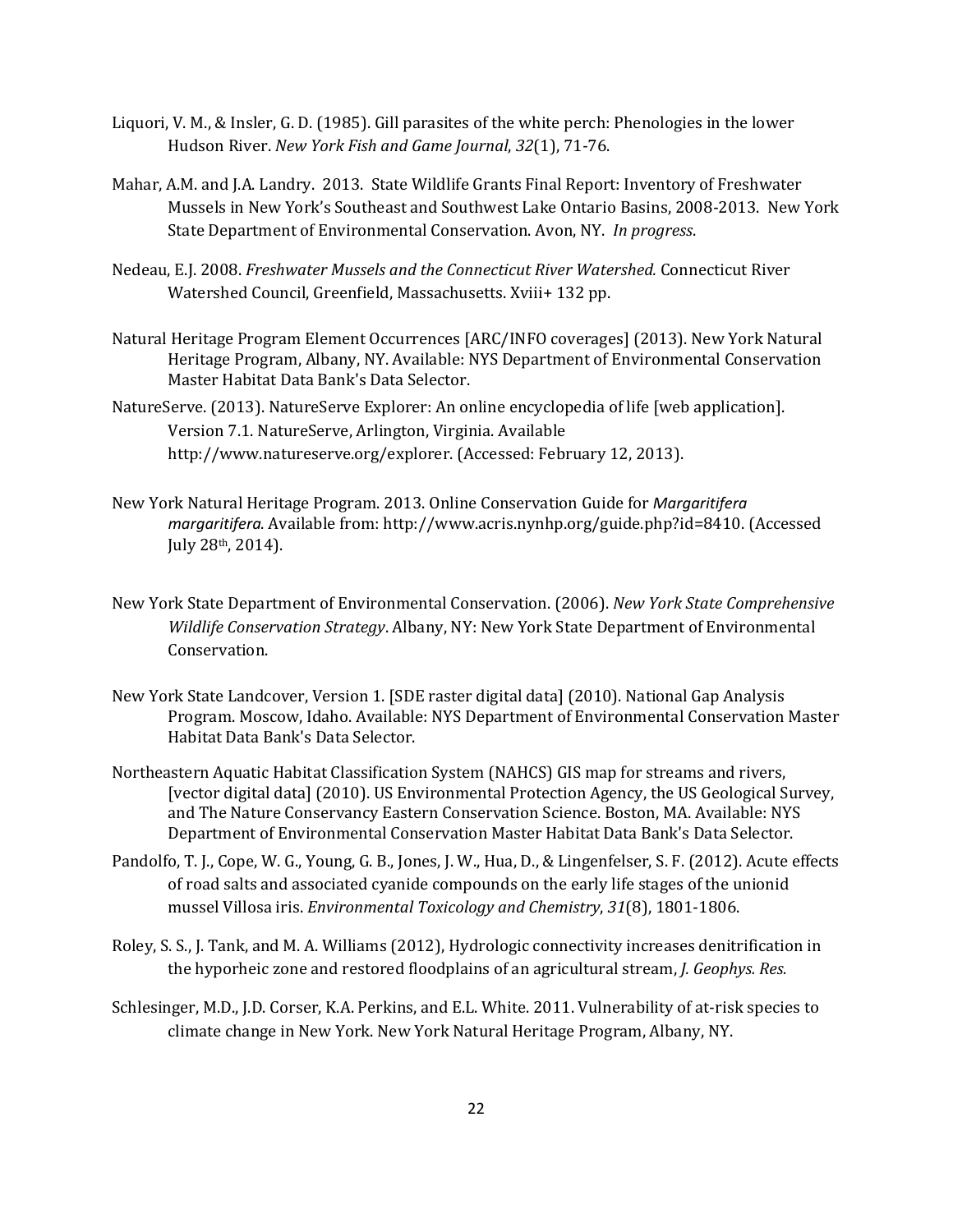Liquori, V. M., & Insler, G. D. (1985). Gill parasites of the white perch: Phenologies in the lower Hudson River. *New York Fish and Game Journal*, *32*(1), 71-76.

Mahar, A.M. and J.A. Landry. 2013. State Wildlife Grants Final Report: Inventory of Freshwater Mussels in New York's Southeast and Southwest Lake Ontario Basins, 2008-2013. New York State Department of Environmental Conservation. Avon, NY. *In progress*.

Nedeau, E.J. 2008. *Freshwater Mussels and the Connecticut River Watershed.* Connecticut River Watershed Council, Greenfield, Massachusetts. Xviii+ 132 pp.

Natural Heritage Program Element Occurrences [ARC/INFO coverages] (2013). New York Natural Heritage Program, Albany, NY. Available: NYS Department of Environmental Conservation Master Habitat Data Bank's Data Selector.

NatureServe. (2013). NatureServe Explorer: An online encyclopedia of life [web application]. Version 7.1. NatureServe, Arlington, Virginia. Available http://www.natureserve.org/explorer. (Accessed: February 12, 2013).

New York Natural Heritage Program. 2013. Online Conservation Guide for *Margaritifera margaritifera*. Available from: http://www.acris.nynhp.org/guide.php?id=8410. (Accessed July 28th, 2014).

New York State Department of Environmental Conservation. (2006). *New York State Comprehensive Wildlife Conservation Strategy*. Albany, NY: New York State Department of Environmental Conservation.

New York State Landcover, Version 1. [SDE raster digital data] (2010). National Gap Analysis Program. Moscow, Idaho. Available: NYS Department of Environmental Conservation Master Habitat Data Bank's Data Selector.

Northeastern Aquatic Habitat Classification System (NAHCS) GIS map for streams and rivers, [vector digital data] (2010). US Environmental Protection Agency, the US Geological Survey, and The Nature Conservancy Eastern Conservation Science. Boston, MA. Available: NYS Department of Environmental Conservation Master Habitat Data Bank's Data Selector.

Pandolfo, T. J., Cope, W. G., Young, G. B., Jones, J. W., Hua, D., & Lingenfelser, S. F. (2012). Acute effects of road salts and associated cyanide compounds on the early life stages of the unionid mussel Villosa iris. *Environmental Toxicology and Chemistry*, *31*(8), 1801-1806.

Roley, S. S., J. Tank, and M. A. Williams (2012), Hydrologic connectivity increases denitrification in the hyporheic zone and restored floodplains of an agricultural stream, *J. Geophys. Res.*

Schlesinger, M.D., J.D. Corser, K.A. Perkins, and E.L. White. 2011. Vulnerability of at-risk species to climate change in New York. New York Natural Heritage Program, Albany, NY.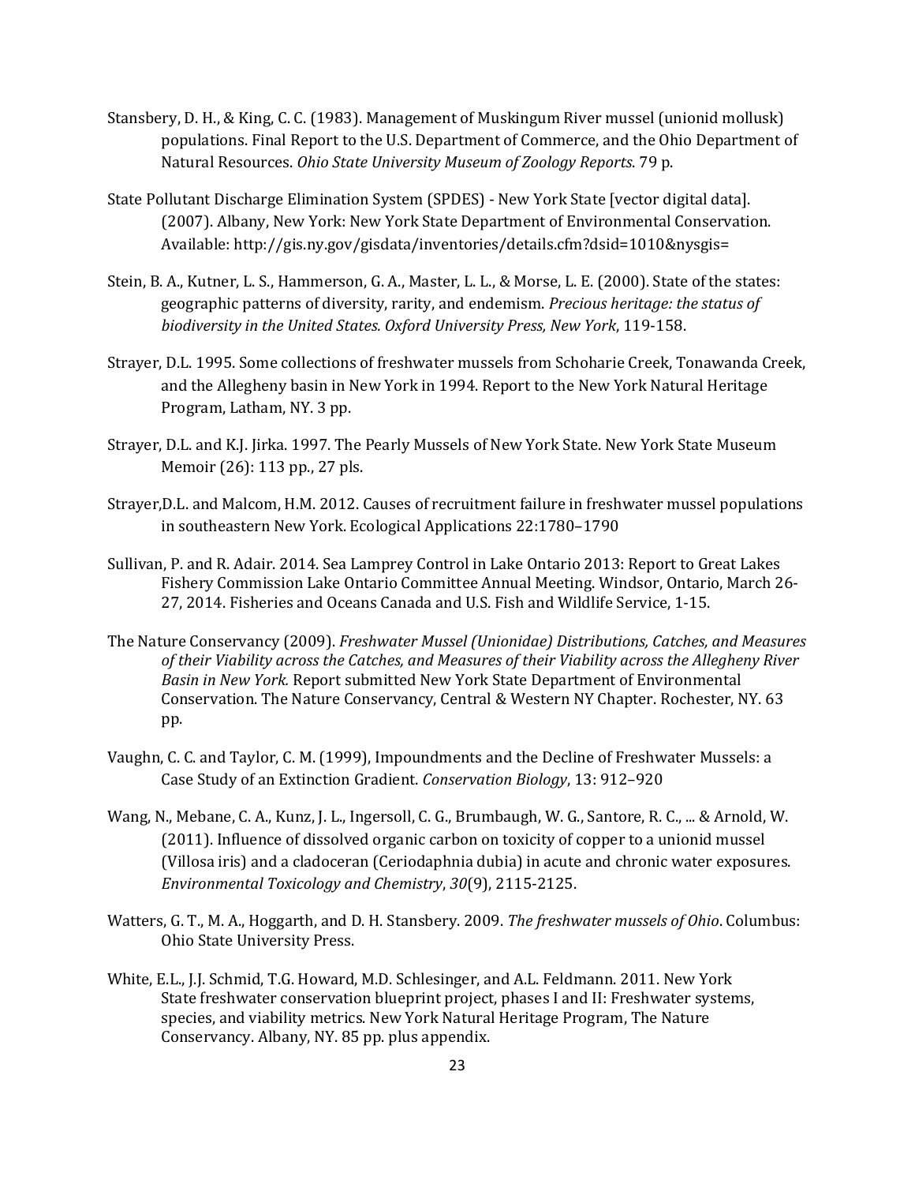Stansbery, D. H., & King, C. C. (1983). Management of Muskingum River mussel (unionid mollusk) populations. Final Report to the U.S. Department of Commerce, and the Ohio Department of Natural Resources. *Ohio State University Museum of Zoology Reports*. 79 p.

State Pollutant Discharge Elimination System (SPDES) - New York State [vector digital data]. (2007). Albany, New York: New York State Department of Environmental Conservation. Available: http://gis.ny.gov/gisdata/inventories/details.cfm?dsid=1010&nysgis=

Stein, B. A., Kutner, L. S., Hammerson, G. A., Master, L. L., & Morse, L. E. (2000). State of the states: geographic patterns of diversity, rarity, and endemism. *Precious heritage: the status of biodiversity in the United States. Oxford University Press, New York*, 119-158.

Strayer, D.L. 1995. Some collections of freshwater mussels from Schoharie Creek, Tonawanda Creek, and the Allegheny basin in New York in 1994. Report to the New York Natural Heritage Program, Latham, NY. 3 pp.

Strayer, D.L. and K.J. Jirka. 1997. The Pearly Mussels of New York State. New York State Museum Memoir (26): 113 pp., 27 pls.

Strayer,D.L. and Malcom, H.M. 2012. Causes of recruitment failure in freshwater mussel populations in southeastern New York. Ecological Applications 22:1780–1790

Sullivan, P. and R. Adair. 2014. Sea Lamprey Control in Lake Ontario 2013: Report to Great Lakes Fishery Commission Lake Ontario Committee Annual Meeting. Windsor, Ontario, March 26-27, 2014. Fisheries and Oceans Canada and U.S. Fish and Wildlife Service, 1-15.

The Nature Conservancy (2009). *Freshwater Mussel (Unionidae) Distributions, Catches, and Measures of their Viability across the Catches, and Measures of their Viability across the Allegheny River Basin in New York.* Report submitted New York State Department of Environmental Conservation. The Nature Conservancy, Central & Western NY Chapter. Rochester, NY. 63 pp.

Vaughn, C. C. and Taylor, C. M. (1999), Impoundments and the Decline of Freshwater Mussels: a Case Study of an Extinction Gradient. *Conservation Biology*, 13: 912–920

Wang, N., Mebane, C. A., Kunz, J. L., Ingersoll, C. G., Brumbaugh, W. G., Santore, R. C., ... & Arnold, W. (2011). Influence of dissolved organic carbon on toxicity of copper to a unionid mussel (Villosa iris) and a cladoceran (Ceriodaphnia dubia) in acute and chronic water exposures. *Environmental Toxicology and Chemistry*, *30*(9), 2115-2125.

Watters, G. T., M. A., Hoggarth, and D. H. Stansbery. 2009. *The freshwater mussels of Ohio*. Columbus: Ohio State University Press.

White, E.L., J.J. Schmid, T.G. Howard, M.D. Schlesinger, and A.L. Feldmann. 2011. New York State freshwater conservation blueprint project, phases I and II: Freshwater systems, species, and viability metrics. New York Natural Heritage Program, The Nature Conservancy. Albany, NY. 85 pp. plus appendix.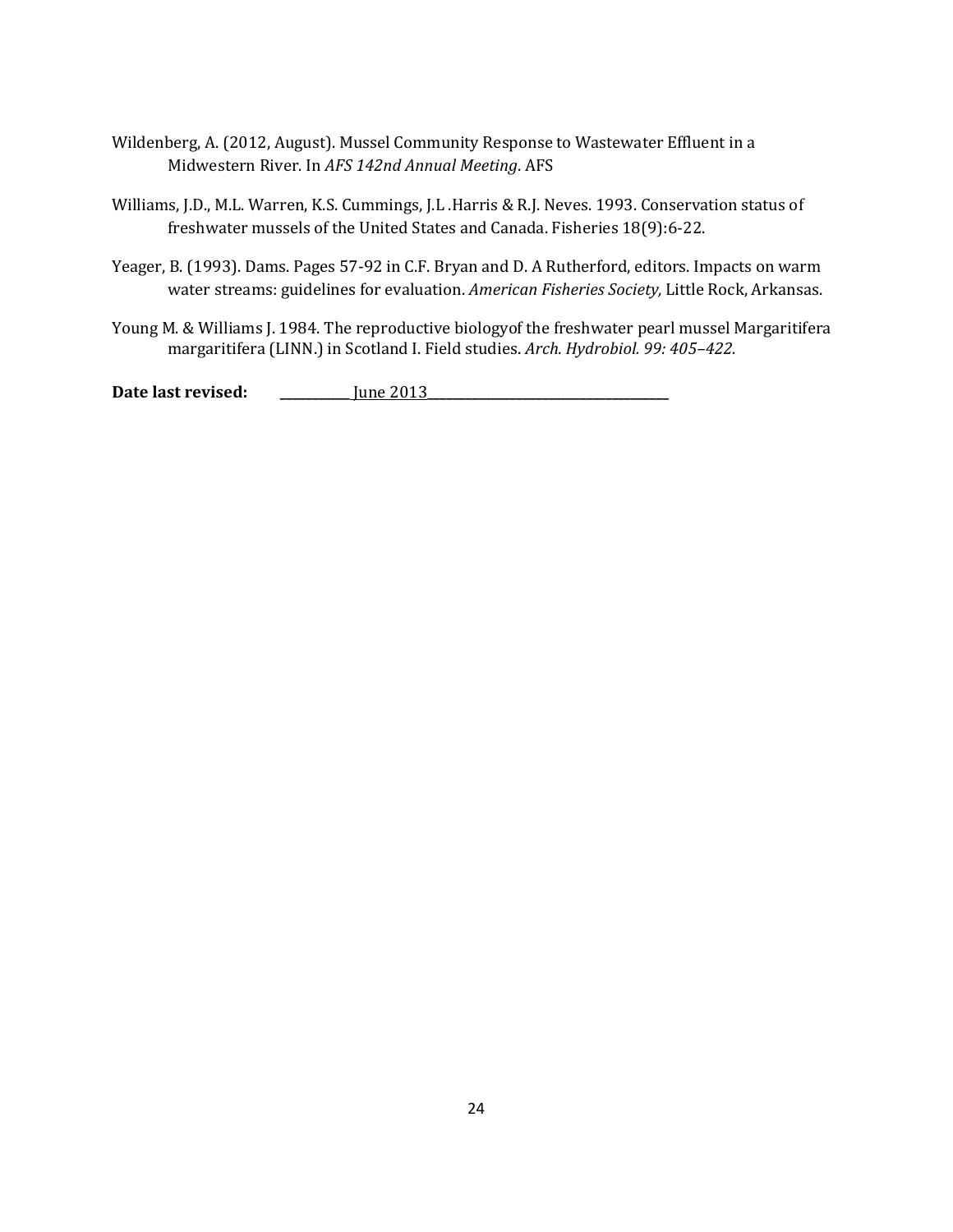Wildenberg, A. (2012, August). Mussel Community Response to Wastewater Effluent in a Midwestern River. In *AFS 142nd Annual Meeting*. AFS

Williams, J.D., M.L. Warren, K.S. Cummings, J.L .Harris & R.J. Neves. 1993. Conservation status of freshwater mussels of the United States and Canada. Fisheries 18(9):6-22.

Yeager, B. (1993). Dams. Pages 57-92 in C.F. Bryan and D. A Rutherford, editors. Impacts on warm water streams: guidelines for evaluation. *American Fisheries Society,* Little Rock, Arkansas.

Young M. & Williams J. 1984. The reproductive biologyof the freshwater pearl mussel Margaritifera margaritifera (LINN.) in Scotland I. Field studies. *Arch. Hydrobiol. 99: 405–422.*

**Date last revised:** June 2013